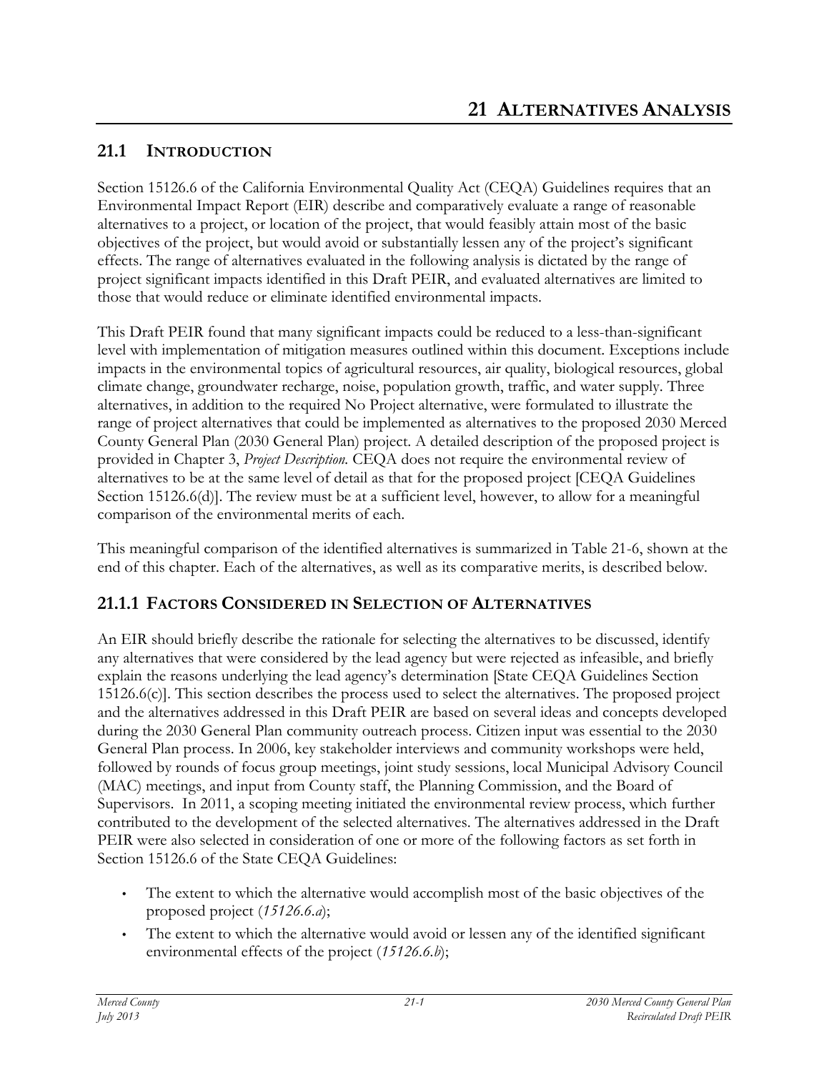# 21 Alternatives Analysis

## 21.1 Introduction

Section 15126.6 of the California Environmental Quality Act (CEQA) Guidelines requires that an Environmental Impact Report (EIR) describe and comparatively evaluate a range of reasonable alternatives to a project, or location of the project, that would feasibly attain most of the basic objectives of the project, but would avoid or substantially lessen any of the project's significant effects. The range of alternatives evaluated in the following analysis is dictated by the range of project significant impacts identified in this Draft PEIR, and evaluated alternatives are limited to those that would reduce or eliminate identified environmental impacts.

This Draft PEIR found that many significant impacts could be reduced to a less-than-significant level with implementation of mitigation measures outlined within this document. Exceptions include impacts in the environmental topics of agricultural resources, air quality, biological resources, global climate change, groundwater recharge, noise, population growth, traffic, and water supply. Three alternatives, in addition to the required No Project alternative, were formulated to illustrate the range of project alternatives that could be implemented as alternatives to the proposed 2030 Merced County General Plan (2030 General Plan) project. A detailed description of the proposed project is provided in Chapter 3, *Project Description.* CEQA does not require the environmental review of alternatives to be at the same level of detail as that for the proposed project [CEQA Guidelines Section 15126.6(d)]. The review must be at a sufficient level, however, to allow for a meaningful comparison of the environmental merits of each.

This meaningful comparison of the identified alternatives is summarized in Table 21-6, shown at the end of this chapter. Each of the alternatives, as well as its comparative merits, is described below.

### 21.1.1 Factors Considered in Selection of Alternatives

An EIR should briefly describe the rationale for selecting the alternatives to be discussed, identify any alternatives that were considered by the lead agency but were rejected as infeasible, and briefly explain the reasons underlying the lead agency's determination [State CEQA Guidelines Section 15126.6(c)]. This section describes the process used to select the alternatives. The proposed project and the alternatives addressed in this Draft PEIR are based on several ideas and concepts developed during the 2030 General Plan community outreach process. Citizen input was essential to the 2030 General Plan process. In 2006, key stakeholder interviews and community workshops were held, followed by rounds of focus group meetings, joint study sessions, local Municipal Advisory Council (MAC) meetings, and input from County staff, the Planning Commission, and the Board of Supervisors. In 2011, a scoping meeting initiated the environmental review process, which further contributed to the development of the selected alternatives. The alternatives addressed in the Draft PEIR were also selected in consideration of one or more of the following factors as set forth in Section 15126.6 of the State CEQA Guidelines:

- The extent to which the alternative would accomplish most of the basic objectives of the proposed project (*15126.6.a*);
- The extent to which the alternative would avoid or lessen any of the identified significant environmental effects of the project (*15126.6.b*);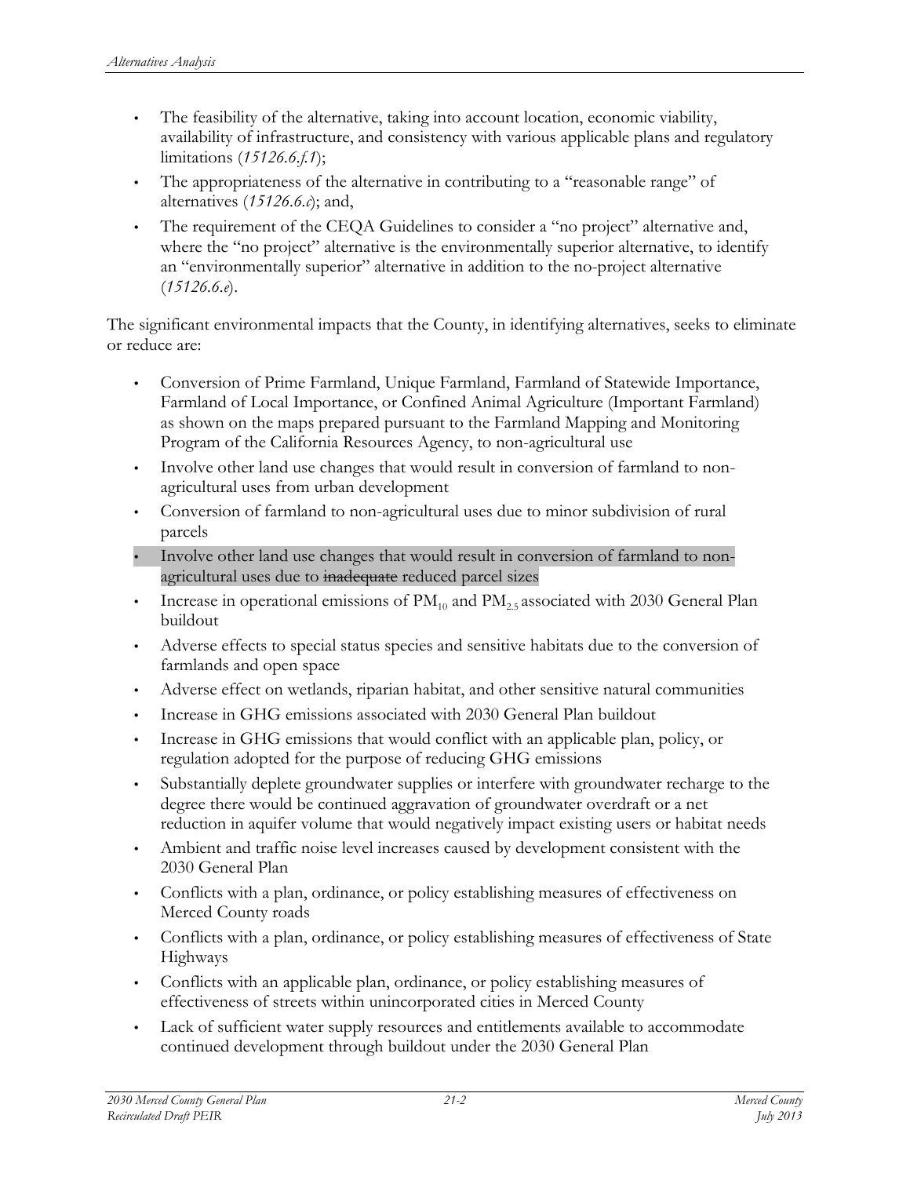- The feasibility of the alternative, taking into account location, economic viability, availability of infrastructure, and consistency with various applicable plans and regulatory limitations (*15126.6.f.1*);
- The appropriateness of the alternative in contributing to a "reasonable range" of alternatives (*15126.6.c*); and,
- The requirement of the CEQA Guidelines to consider a "no project" alternative and, where the "no project" alternative is the environmentally superior alternative, to identify an "environmentally superior" alternative in addition to the no-project alternative (*15126.6.e*).

The significant environmental impacts that the County, in identifying alternatives, seeks to eliminate or reduce are:

- Conversion of Prime Farmland, Unique Farmland, Farmland of Statewide Importance, Farmland of Local Importance, or Confined Animal Agriculture (Important Farmland) as shown on the maps prepared pursuant to the Farmland Mapping and Monitoring Program of the California Resources Agency, to non-agricultural use
- Involve other land use changes that would result in conversion of farmland to non-agricultural uses from urban development
- Conversion of farmland to non-agricultural uses due to minor subdivision of rural parcels
- Involve other land use changes that would result in conversion of farmland to non-agricultural uses due to ~~inadequate~~ reduced parcel sizes
- Increase in operational emissions of $PM_{10}$ and $PM_{2.5}$ associated with 2030 General Plan buildout
- Adverse effects to special status species and sensitive habitats due to the conversion of farmlands and open space
- Adverse effect on wetlands, riparian habitat, and other sensitive natural communities
- Increase in GHG emissions associated with 2030 General Plan buildout
- Increase in GHG emissions that would conflict with an applicable plan, policy, or regulation adopted for the purpose of reducing GHG emissions
- Substantially deplete groundwater supplies or interfere with groundwater recharge to the degree there would be continued aggravation of groundwater overdraft or a net reduction in aquifer volume that would negatively impact existing users or habitat needs
- Ambient and traffic noise level increases caused by development consistent with the 2030 General Plan
- Conflicts with a plan, ordinance, or policy establishing measures of effectiveness on Merced County roads
- Conflicts with a plan, ordinance, or policy establishing measures of effectiveness of State Highways
- Conflicts with an applicable plan, ordinance, or policy establishing measures of effectiveness of streets within unincorporated cities in Merced County
- Lack of sufficient water supply resources and entitlements available to accommodate continued development through buildout under the 2030 General Plan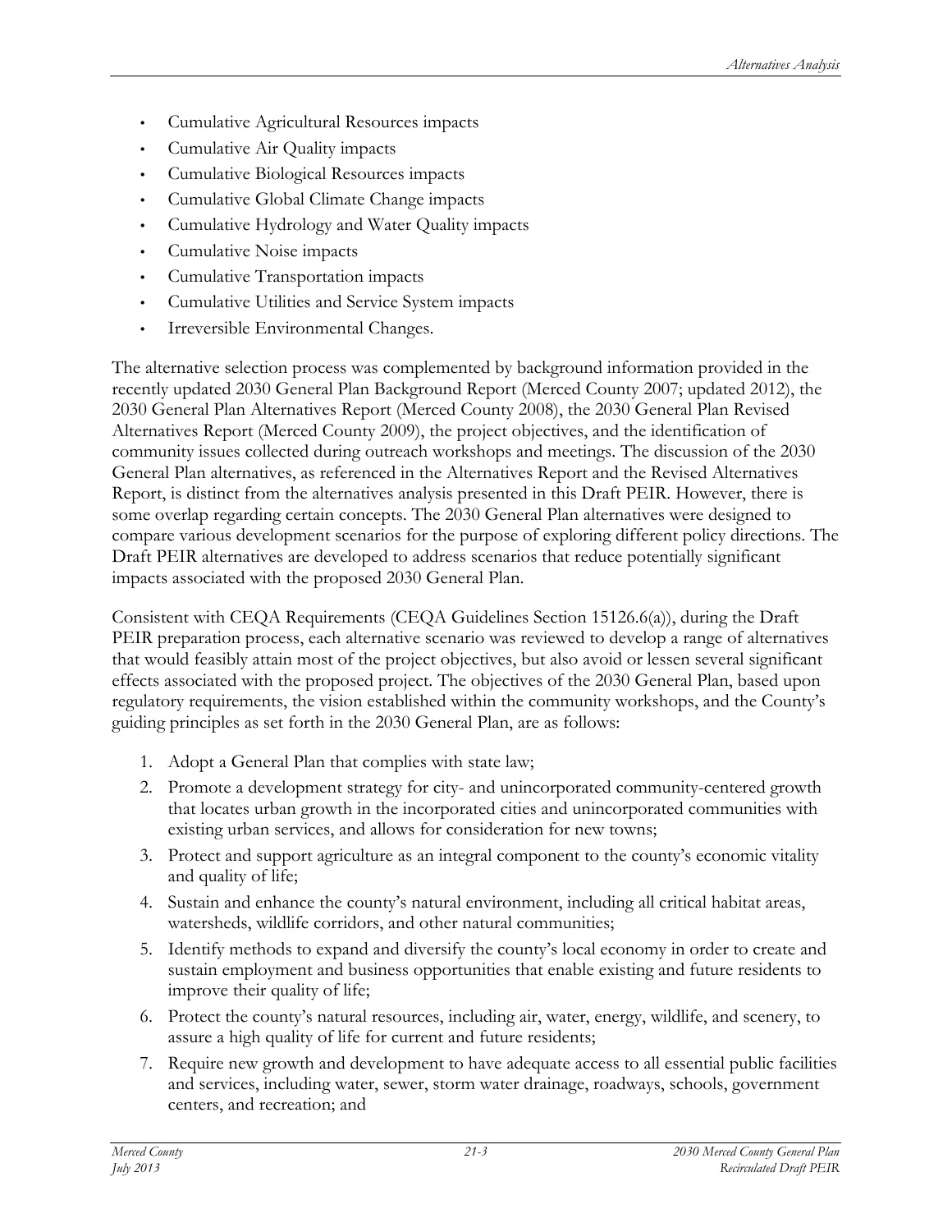- Cumulative Agricultural Resources impacts
- Cumulative Air Quality impacts
- Cumulative Biological Resources impacts
- Cumulative Global Climate Change impacts
- Cumulative Hydrology and Water Quality impacts
- Cumulative Noise impacts
- Cumulative Transportation impacts
- Cumulative Utilities and Service System impacts
- Irreversible Environmental Changes.

The alternative selection process was complemented by background information provided in the recently updated 2030 General Plan Background Report (Merced County 2007; updated 2012), the 2030 General Plan Alternatives Report (Merced County 2008), the 2030 General Plan Revised Alternatives Report (Merced County 2009), the project objectives, and the identification of community issues collected during outreach workshops and meetings. The discussion of the 2030 General Plan alternatives, as referenced in the Alternatives Report and the Revised Alternatives Report, is distinct from the alternatives analysis presented in this Draft PEIR. However, there is some overlap regarding certain concepts. The 2030 General Plan alternatives were designed to compare various development scenarios for the purpose of exploring different policy directions. The Draft PEIR alternatives are developed to address scenarios that reduce potentially significant impacts associated with the proposed 2030 General Plan.

Consistent with CEQA Requirements (CEQA Guidelines Section 15126.6(a)), during the Draft PEIR preparation process, each alternative scenario was reviewed to develop a range of alternatives that would feasibly attain most of the project objectives, but also avoid or lessen several significant effects associated with the proposed project. The objectives of the 2030 General Plan, based upon regulatory requirements, the vision established within the community workshops, and the County's guiding principles as set forth in the 2030 General Plan, are as follows:

1. Adopt a General Plan that complies with state law;
2. Promote a development strategy for city- and unincorporated community-centered growth that locates urban growth in the incorporated cities and unincorporated communities with existing urban services, and allows for consideration for new towns;
3. Protect and support agriculture as an integral component to the county's economic vitality and quality of life;
4. Sustain and enhance the county's natural environment, including all critical habitat areas, watersheds, wildlife corridors, and other natural communities;
5. Identify methods to expand and diversify the county's local economy in order to create and sustain employment and business opportunities that enable existing and future residents to improve their quality of life;
6. Protect the county's natural resources, including air, water, energy, wildlife, and scenery, to assure a high quality of life for current and future residents;
7. Require new growth and development to have adequate access to all essential public facilities and services, including water, sewer, storm water drainage, roadways, schools, government centers, and recreation; and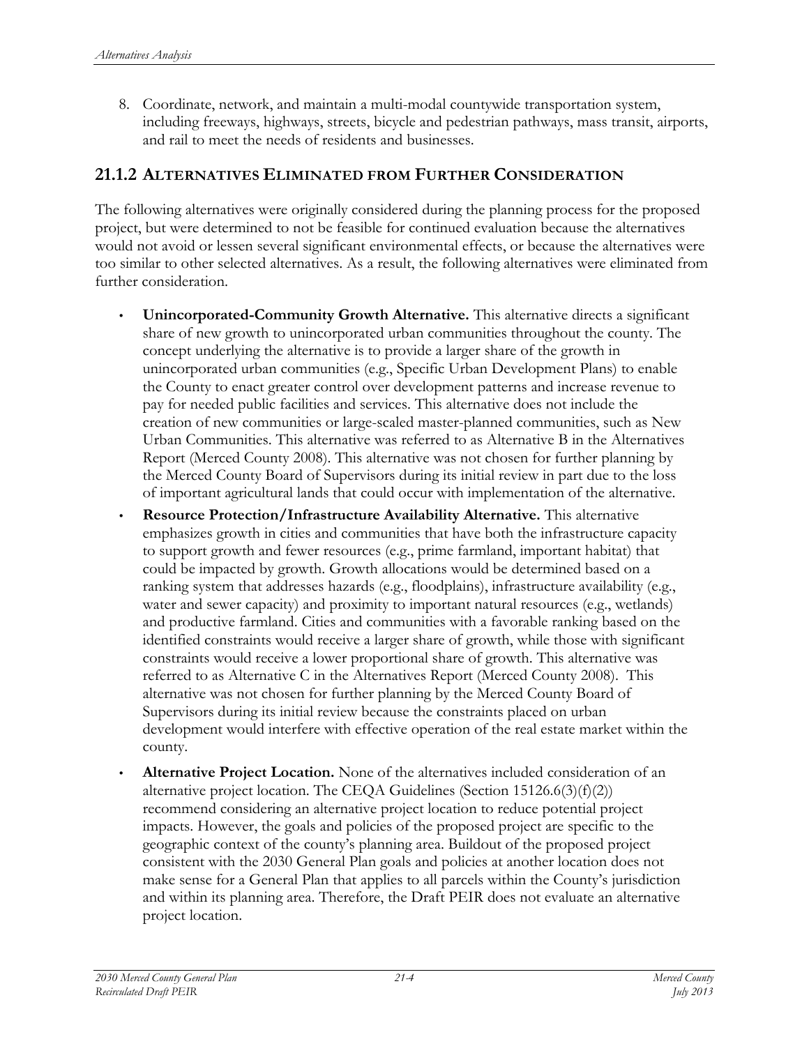8. Coordinate, network, and maintain a multi-modal countywide transportation system, including freeways, highways, streets, bicycle and pedestrian pathways, mass transit, airports, and rail to meet the needs of residents and businesses.

## 21.1.2 Alternatives Eliminated from Further Consideration

The following alternatives were originally considered during the planning process for the proposed project, but were determined to not be feasible for continued evaluation because the alternatives would not avoid or lessen several significant environmental effects, or because the alternatives were too similar to other selected alternatives. As a result, the following alternatives were eliminated from further consideration.

- **Unincorporated-Community Growth Alternative.** This alternative directs a significant share of new growth to unincorporated urban communities throughout the county. The concept underlying the alternative is to provide a larger share of the growth in unincorporated urban communities (e.g., Specific Urban Development Plans) to enable the County to enact greater control over development patterns and increase revenue to pay for needed public facilities and services. This alternative does not include the creation of new communities or large-scaled master-planned communities, such as New Urban Communities. This alternative was referred to as Alternative B in the Alternatives Report (Merced County 2008). This alternative was not chosen for further planning by the Merced County Board of Supervisors during its initial review in part due to the loss of important agricultural lands that could occur with implementation of the alternative.
- **Resource Protection/Infrastructure Availability Alternative.** This alternative emphasizes growth in cities and communities that have both the infrastructure capacity to support growth and fewer resources (e.g., prime farmland, important habitat) that could be impacted by growth. Growth allocations would be determined based on a ranking system that addresses hazards (e.g., floodplains), infrastructure availability (e.g., water and sewer capacity) and proximity to important natural resources (e.g., wetlands) and productive farmland. Cities and communities with a favorable ranking based on the identified constraints would receive a larger share of growth, while those with significant constraints would receive a lower proportional share of growth. This alternative was referred to as Alternative C in the Alternatives Report (Merced County 2008). This alternative was not chosen for further planning by the Merced County Board of Supervisors during its initial review because the constraints placed on urban development would interfere with effective operation of the real estate market within the county.
- **Alternative Project Location.** None of the alternatives included consideration of an alternative project location. The CEQA Guidelines (Section 15126.6(3)(f)(2)) recommend considering an alternative project location to reduce potential project impacts. However, the goals and policies of the proposed project are specific to the geographic context of the county's planning area. Buildout of the proposed project consistent with the 2030 General Plan goals and policies at another location does not make sense for a General Plan that applies to all parcels within the County's jurisdiction and within its planning area. Therefore, the Draft PEIR does not evaluate an alternative project location.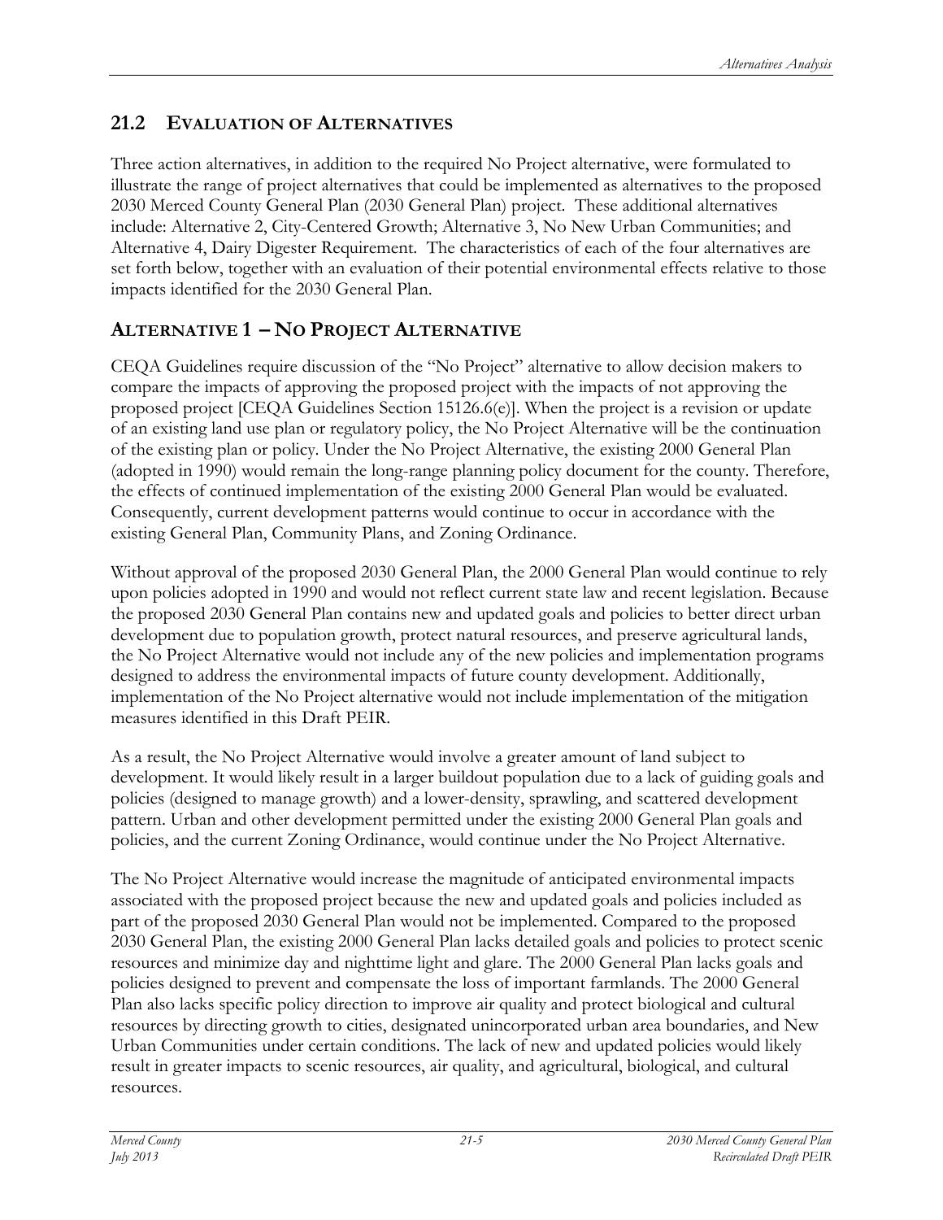## 21.2 Evaluation of Alternatives

Three action alternatives, in addition to the required No Project alternative, were formulated to illustrate the range of project alternatives that could be implemented as alternatives to the proposed 2030 Merced County General Plan (2030 General Plan) project. These additional alternatives include: Alternative 2, City-Centered Growth; Alternative 3, No New Urban Communities; and Alternative 4, Dairy Digester Requirement. The characteristics of each of the four alternatives are set forth below, together with an evaluation of their potential environmental effects relative to those impacts identified for the 2030 General Plan.

### Alternative 1 – No Project Alternative

CEQA Guidelines require discussion of the "No Project" alternative to allow decision makers to compare the impacts of approving the proposed project with the impacts of not approving the proposed project [CEQA Guidelines Section 15126.6(e)]. When the project is a revision or update of an existing land use plan or regulatory policy, the No Project Alternative will be the continuation of the existing plan or policy. Under the No Project Alternative, the existing 2000 General Plan (adopted in 1990) would remain the long-range planning policy document for the county. Therefore, the effects of continued implementation of the existing 2000 General Plan would be evaluated. Consequently, current development patterns would continue to occur in accordance with the existing General Plan, Community Plans, and Zoning Ordinance.

Without approval of the proposed 2030 General Plan, the 2000 General Plan would continue to rely upon policies adopted in 1990 and would not reflect current state law and recent legislation. Because the proposed 2030 General Plan contains new and updated goals and policies to better direct urban development due to population growth, protect natural resources, and preserve agricultural lands, the No Project Alternative would not include any of the new policies and implementation programs designed to address the environmental impacts of future county development. Additionally, implementation of the No Project alternative would not include implementation of the mitigation measures identified in this Draft PEIR.

As a result, the No Project Alternative would involve a greater amount of land subject to development. It would likely result in a larger buildout population due to a lack of guiding goals and policies (designed to manage growth) and a lower-density, sprawling, and scattered development pattern. Urban and other development permitted under the existing 2000 General Plan goals and policies, and the current Zoning Ordinance, would continue under the No Project Alternative.

The No Project Alternative would increase the magnitude of anticipated environmental impacts associated with the proposed project because the new and updated goals and policies included as part of the proposed 2030 General Plan would not be implemented. Compared to the proposed 2030 General Plan, the existing 2000 General Plan lacks detailed goals and policies to protect scenic resources and minimize day and nighttime light and glare. The 2000 General Plan lacks goals and policies designed to prevent and compensate the loss of important farmlands. The 2000 General Plan also lacks specific policy direction to improve air quality and protect biological and cultural resources by directing growth to cities, designated unincorporated urban area boundaries, and New Urban Communities under certain conditions. The lack of new and updated policies would likely result in greater impacts to scenic resources, air quality, and agricultural, biological, and cultural resources.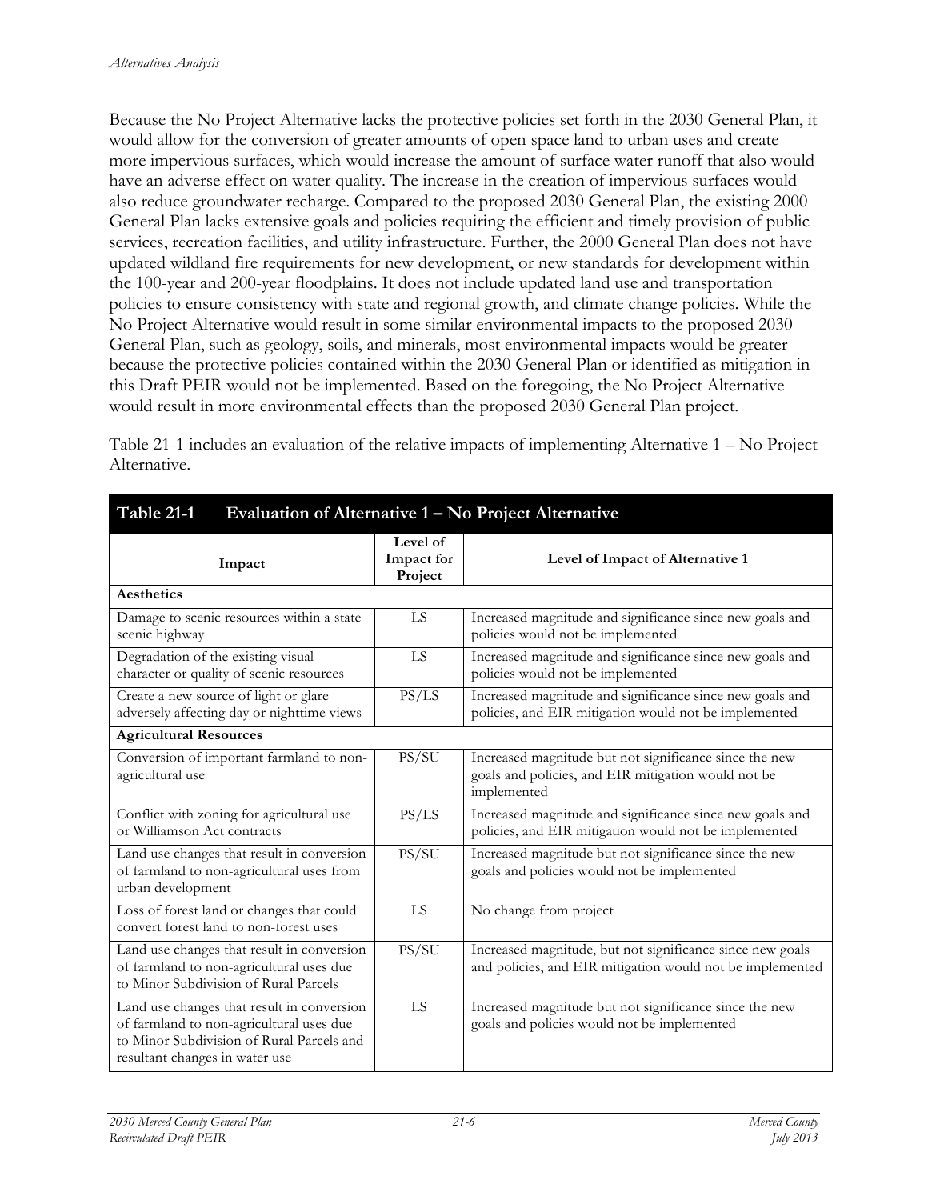Because the No Project Alternative lacks the protective policies set forth in the 2030 General Plan, it would allow for the conversion of greater amounts of open space land to urban uses and create more impervious surfaces, which would increase the amount of surface water runoff that also would have an adverse effect on water quality. The increase in the creation of impervious surfaces would also reduce groundwater recharge. Compared to the proposed 2030 General Plan, the existing 2000 General Plan lacks extensive goals and policies requiring the efficient and timely provision of public services, recreation facilities, and utility infrastructure. Further, the 2000 General Plan does not have updated wildland fire requirements for new development, or new standards for development within the 100-year and 200-year floodplains. It does not include updated land use and transportation policies to ensure consistency with state and regional growth, and climate change policies. While the No Project Alternative would result in some similar environmental impacts to the proposed 2030 General Plan, such as geology, soils, and minerals, most environmental impacts would be greater because the protective policies contained within the 2030 General Plan or identified as mitigation in this Draft PEIR would not be implemented. Based on the foregoing, the No Project Alternative would result in more environmental effects than the proposed 2030 General Plan project.

Table 21-1 includes an evaluation of the relative impacts of implementing Alternative 1 – No Project Alternative.

**Table 21-1 Evaluation of Alternative 1 – No Project Alternative**

| Impact | Level of Impact for Project | Level of Impact of Alternative 1 |
|---|---|---|
| **Aesthetics** | | |
| Damage to scenic resources within a state scenic highway | LS | Increased magnitude and significance since new goals and policies would not be implemented |
| Degradation of the existing visual character or quality of scenic resources | LS | Increased magnitude and significance since new goals and policies would not be implemented |
| Create a new source of light or glare adversely affecting day or nighttime views | PS/LS | Increased magnitude and significance since new goals and policies, and EIR mitigation would not be implemented |
| **Agricultural Resources** | | |
| Conversion of important farmland to non-agricultural use | PS/SU | Increased magnitude but not significance since the new goals and policies, and EIR mitigation would not be implemented |
| Conflict with zoning for agricultural use or Williamson Act contracts | PS/LS | Increased magnitude and significance since new goals and policies, and EIR mitigation would not be implemented |
| Land use changes that result in conversion of farmland to non-agricultural uses from urban development | PS/SU | Increased magnitude but not significance since the new goals and policies would not be implemented |
| Loss of forest land or changes that could convert forest land to non-forest uses | LS | No change from project |
| Land use changes that result in conversion of farmland to non-agricultural uses due to Minor Subdivision of Rural Parcels | PS/SU | Increased magnitude, but not significance since new goals and policies, and EIR mitigation would not be implemented |
| Land use changes that result in conversion of farmland to non-agricultural uses due to Minor Subdivision of Rural Parcels and resultant changes in water use | LS | Increased magnitude but not significance since the new goals and policies would not be implemented |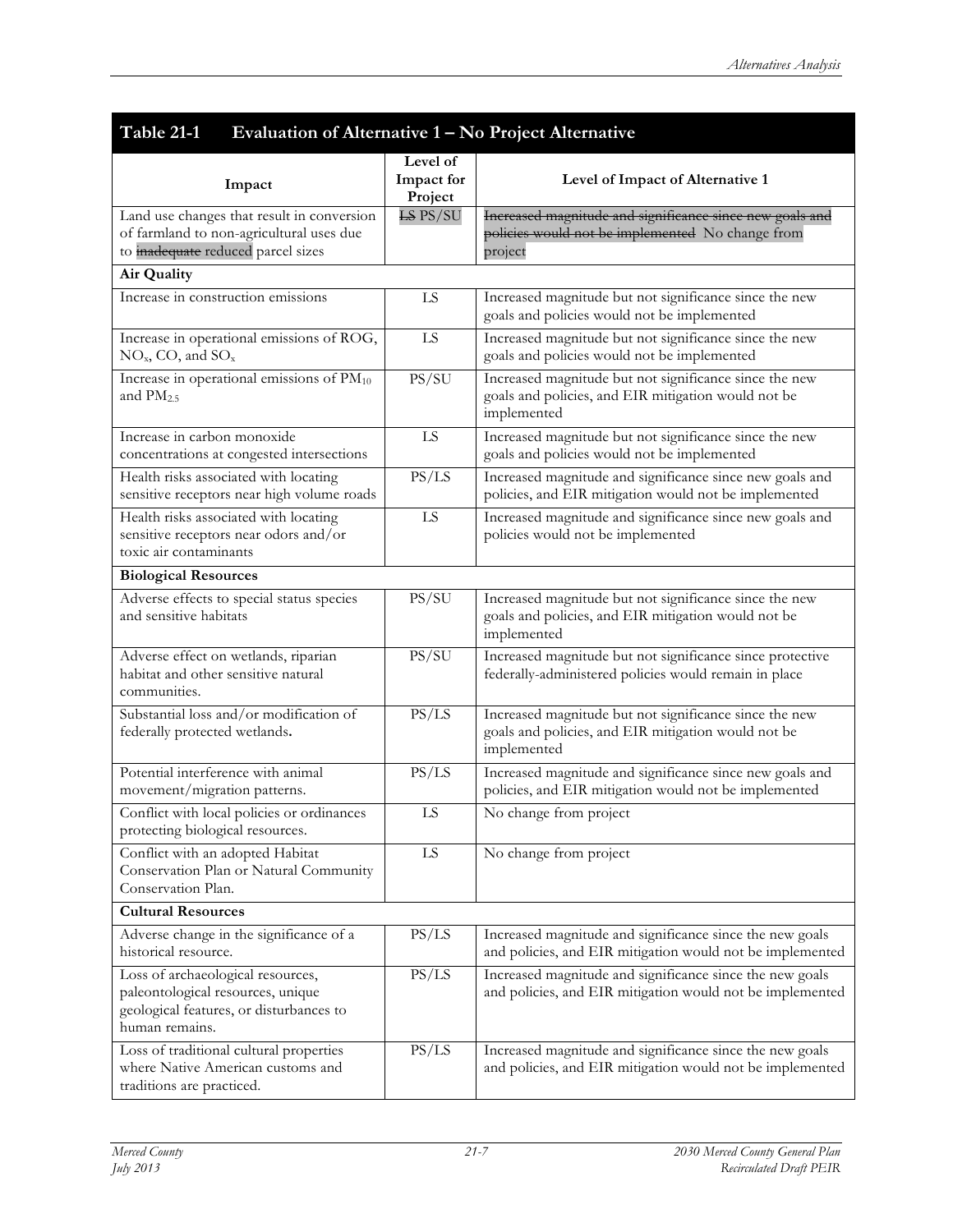## Table 21-1 Evaluation of Alternative 1 – No Project Alternative

| Impact | Level of Impact for Project | Level of Impact of Alternative 1 |
|---|---|---|
| Land use changes that result in conversion of farmland to non-agricultural uses due to ~~inadequate~~ reduced parcel sizes | ~~LS~~ PS/SU | ~~Increased magnitude and significance since new goals and policies would not be implemented~~ No change from project |
| **Air Quality** | | |
| Increase in construction emissions | LS | Increased magnitude but not significance since the new goals and policies would not be implemented |
| Increase in operational emissions of ROG, $NO_x$, CO, and $SO_x$ | LS | Increased magnitude but not significance since the new goals and policies would not be implemented |
| Increase in operational emissions of $PM_{10}$ and $PM_{2.5}$ | PS/SU | Increased magnitude but not significance since the new goals and policies, and EIR mitigation would not be implemented |
| Increase in carbon monoxide concentrations at congested intersections | LS | Increased magnitude but not significance since the new goals and policies would not be implemented |
| Health risks associated with locating sensitive receptors near high volume roads | PS/LS | Increased magnitude and significance since new goals and policies, and EIR mitigation would not be implemented |
| Health risks associated with locating sensitive receptors near odors and/or toxic air contaminants | LS | Increased magnitude and significance since new goals and policies would not be implemented |
| **Biological Resources** | | |
| Adverse effects to special status species and sensitive habitats | PS/SU | Increased magnitude but not significance since the new goals and policies, and EIR mitigation would not be implemented |
| Adverse effect on wetlands, riparian habitat and other sensitive natural communities. | PS/SU | Increased magnitude but not significance since protective federally-administered policies would remain in place |
| Substantial loss and/or modification of federally protected wetlands**.** | PS/LS | Increased magnitude but not significance since the new goals and policies, and EIR mitigation would not be implemented |
| Potential interference with animal movement/migration patterns. | PS/LS | Increased magnitude and significance since new goals and policies, and EIR mitigation would not be implemented |
| Conflict with local policies or ordinances protecting biological resources. | LS | No change from project |
| Conflict with an adopted Habitat Conservation Plan or Natural Community Conservation Plan. | LS | No change from project |
| **Cultural Resources** | | |
| Adverse change in the significance of a historical resource. | PS/LS | Increased magnitude and significance since the new goals and policies, and EIR mitigation would not be implemented |
| Loss of archaeological resources, paleontological resources, unique geological features, or disturbances to human remains. | PS/LS | Increased magnitude and significance since the new goals and policies, and EIR mitigation would not be implemented |
| Loss of traditional cultural properties where Native American customs and traditions are practiced. | PS/LS | Increased magnitude and significance since the new goals and policies, and EIR mitigation would not be implemented |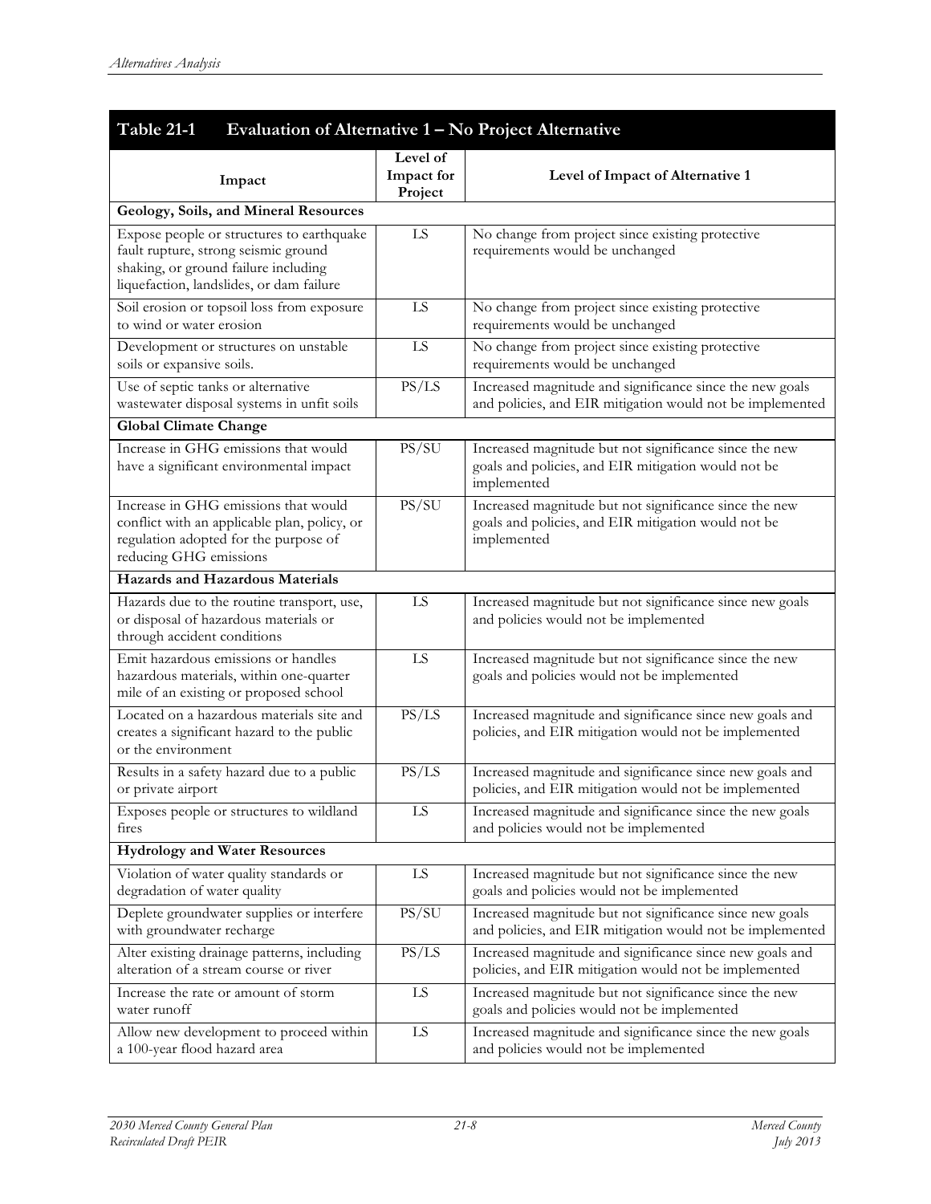| Table 21-1 Evaluation of Alternative 1 – No Project Alternative | | |
|---|---|---|
| **Impact** | **Level of Impact for Project** | **Level of Impact of Alternative 1** |
| **Geology, Soils, and Mineral Resources** | | |
| Expose people or structures to earthquake fault rupture, strong seismic ground shaking, or ground failure including liquefaction, landslides, or dam failure | LS | No change from project since existing protective requirements would be unchanged |
| Soil erosion or topsoil loss from exposure to wind or water erosion | LS | No change from project since existing protective requirements would be unchanged |
| Development or structures on unstable soils or expansive soils. | LS | No change from project since existing protective requirements would be unchanged |
| Use of septic tanks or alternative wastewater disposal systems in unfit soils | PS/LS | Increased magnitude and significance since the new goals and policies, and EIR mitigation would not be implemented |
| **Global Climate Change** | | |
| Increase in GHG emissions that would have a significant environmental impact | PS/SU | Increased magnitude but not significance since the new goals and policies, and EIR mitigation would not be implemented |
| Increase in GHG emissions that would conflict with an applicable plan, policy, or regulation adopted for the purpose of reducing GHG emissions | PS/SU | Increased magnitude but not significance since the new goals and policies, and EIR mitigation would not be implemented |
| **Hazards and Hazardous Materials** | | |
| Hazards due to the routine transport, use, or disposal of hazardous materials or through accident conditions | LS | Increased magnitude but not significance since new goals and policies would not be implemented |
| Emit hazardous emissions or handles hazardous materials, within one-quarter mile of an existing or proposed school | LS | Increased magnitude but not significance since the new goals and policies would not be implemented |
| Located on a hazardous materials site and creates a significant hazard to the public or the environment | PS/LS | Increased magnitude and significance since new goals and policies, and EIR mitigation would not be implemented |
| Results in a safety hazard due to a public or private airport | PS/LS | Increased magnitude and significance since new goals and policies, and EIR mitigation would not be implemented |
| Exposes people or structures to wildland fires | LS | Increased magnitude and significance since the new goals and policies would not be implemented |
| **Hydrology and Water Resources** | | |
| Violation of water quality standards or degradation of water quality | LS | Increased magnitude but not significance since the new goals and policies would not be implemented |
| Deplete groundwater supplies or interfere with groundwater recharge | PS/SU | Increased magnitude but not significance since new goals and policies, and EIR mitigation would not be implemented |
| Alter existing drainage patterns, including alteration of a stream course or river | PS/LS | Increased magnitude and significance since new goals and policies, and EIR mitigation would not be implemented |
| Increase the rate or amount of storm water runoff | LS | Increased magnitude but not significance since the new goals and policies would not be implemented |
| Allow new development to proceed within a 100-year flood hazard area | LS | Increased magnitude and significance since the new goals and policies would not be implemented |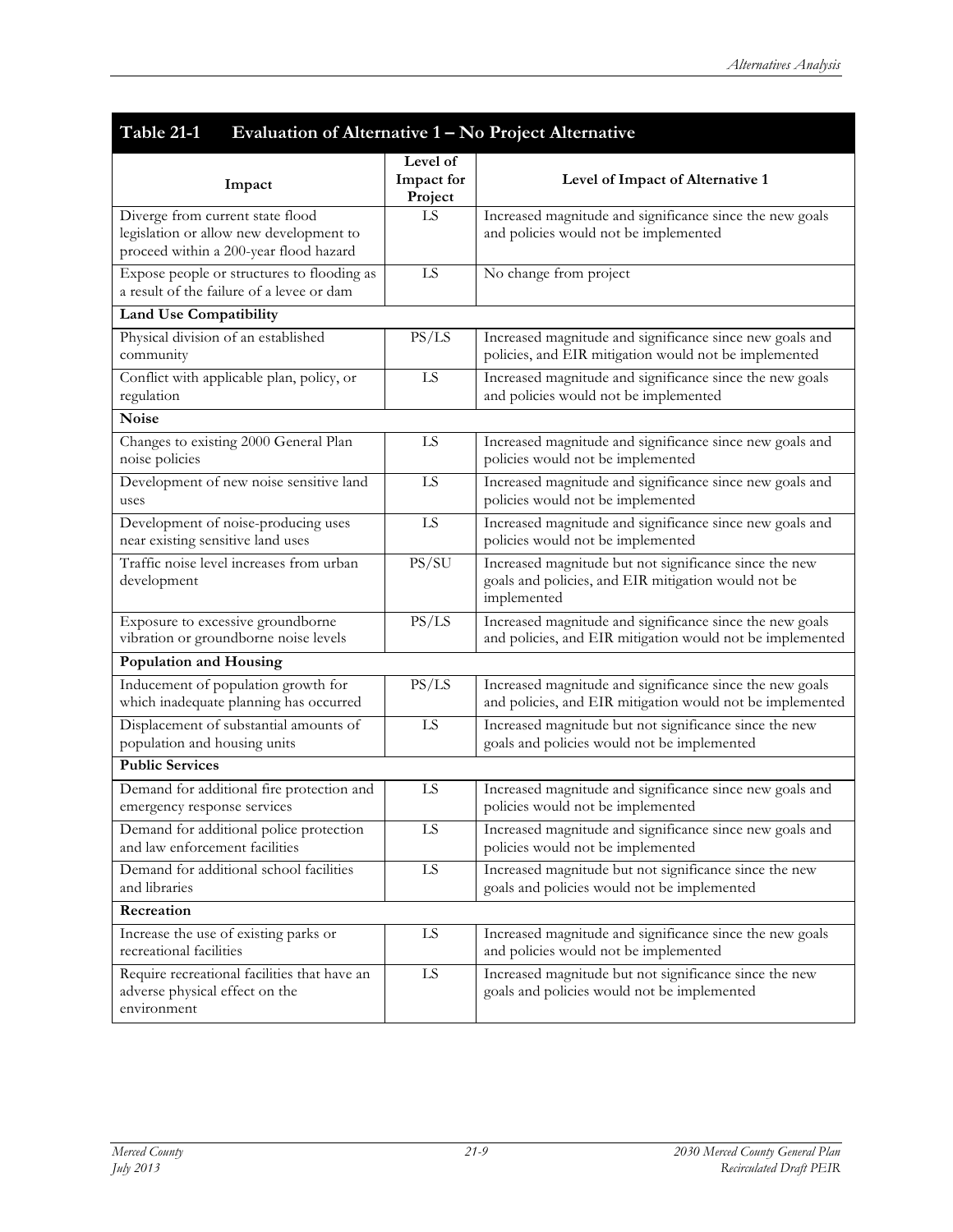## Table 21-1 Evaluation of Alternative 1 – No Project Alternative

| Impact | Level of Impact for Project | Level of Impact of Alternative 1 |
|---|---|---|
| Diverge from current state flood legislation or allow new development to proceed within a 200-year flood hazard | LS | Increased magnitude and significance since the new goals and policies would not be implemented |
| Expose people or structures to flooding as a result of the failure of a levee or dam | LS | No change from project |
| **Land Use Compatibility** | | |
| Physical division of an established community | PS/LS | Increased magnitude and significance since new goals and policies, and EIR mitigation would not be implemented |
| Conflict with applicable plan, policy, or regulation | LS | Increased magnitude and significance since the new goals and policies would not be implemented |
| **Noise** | | |
| Changes to existing 2000 General Plan noise policies | LS | Increased magnitude and significance since new goals and policies would not be implemented |
| Development of new noise sensitive land uses | LS | Increased magnitude and significance since new goals and policies would not be implemented |
| Development of noise-producing uses near existing sensitive land uses | LS | Increased magnitude and significance since new goals and policies would not be implemented |
| Traffic noise level increases from urban development | PS/SU | Increased magnitude but not significance since the new goals and policies, and EIR mitigation would not be implemented |
| Exposure to excessive groundborne vibration or groundborne noise levels | PS/LS | Increased magnitude and significance since the new goals and policies, and EIR mitigation would not be implemented |
| **Population and Housing** | | |
| Inducement of population growth for which inadequate planning has occurred | PS/LS | Increased magnitude and significance since the new goals and policies, and EIR mitigation would not be implemented |
| Displacement of substantial amounts of population and housing units | LS | Increased magnitude but not significance since the new goals and policies would not be implemented |
| **Public Services** | | |
| Demand for additional fire protection and emergency response services | LS | Increased magnitude and significance since new goals and policies would not be implemented |
| Demand for additional police protection and law enforcement facilities | LS | Increased magnitude and significance since new goals and policies would not be implemented |
| Demand for additional school facilities and libraries | LS | Increased magnitude but not significance since the new goals and policies would not be implemented |
| **Recreation** | | |
| Increase the use of existing parks or recreational facilities | LS | Increased magnitude and significance since the new goals and policies would not be implemented |
| Require recreational facilities that have an adverse physical effect on the environment | LS | Increased magnitude but not significance since the new goals and policies would not be implemented |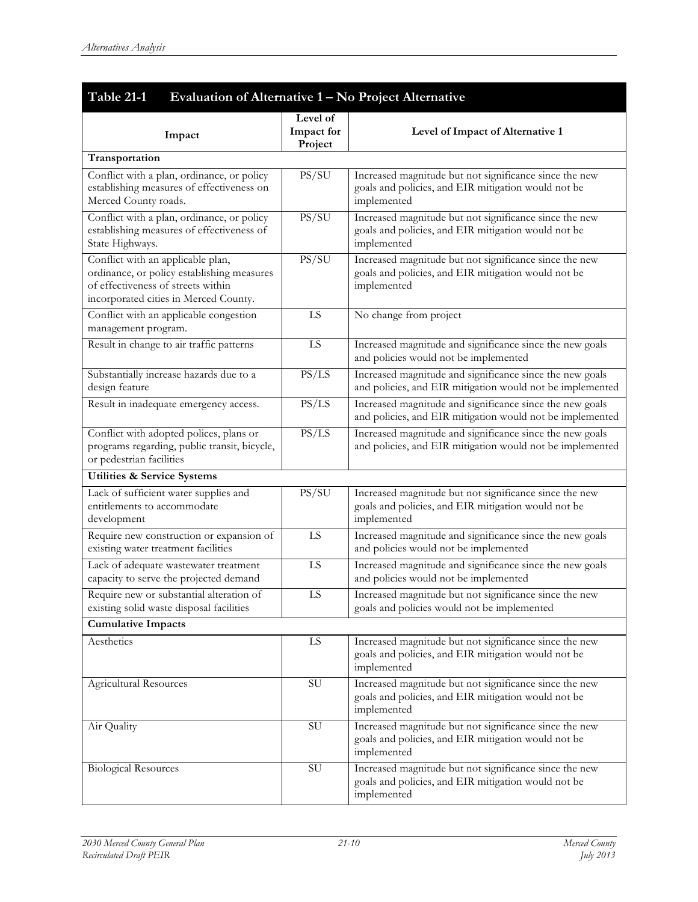## Table 21-1 Evaluation of Alternative 1 – No Project Alternative

| Impact | Level of Impact for Project | Level of Impact of Alternative 1 |
|---|---|---|
| **Transportation** | | |
| Conflict with a plan, ordinance, or policy establishing measures of effectiveness on Merced County roads. | PS/SU | Increased magnitude but not significance since the new goals and policies, and EIR mitigation would not be implemented |
| Conflict with a plan, ordinance, or policy establishing measures of effectiveness of State Highways. | PS/SU | Increased magnitude but not significance since the new goals and policies, and EIR mitigation would not be implemented |
| Conflict with an applicable plan, ordinance, or policy establishing measures of effectiveness of streets within incorporated cities in Merced County. | PS/SU | Increased magnitude but not significance since the new goals and policies, and EIR mitigation would not be implemented |
| Conflict with an applicable congestion management program. | LS | No change from project |
| Result in change to air traffic patterns | LS | Increased magnitude and significance since the new goals and policies would not be implemented |
| Substantially increase hazards due to a design feature | PS/LS | Increased magnitude and significance since the new goals and policies, and EIR mitigation would not be implemented |
| Result in inadequate emergency access. | PS/LS | Increased magnitude and significance since the new goals and policies, and EIR mitigation would not be implemented |
| Conflict with adopted polices, plans or programs regarding, public transit, bicycle, or pedestrian facilities | PS/LS | Increased magnitude and significance since the new goals and policies, and EIR mitigation would not be implemented |
| **Utilities & Service Systems** | | |
| Lack of sufficient water supplies and entitlements to accommodate development | PS/SU | Increased magnitude but not significance since the new goals and policies, and EIR mitigation would not be implemented |
| Require new construction or expansion of existing water treatment facilities | LS | Increased magnitude and significance since the new goals and policies would not be implemented |
| Lack of adequate wastewater treatment capacity to serve the projected demand | LS | Increased magnitude and significance since the new goals and policies would not be implemented |
| Require new or substantial alteration of existing solid waste disposal facilities | LS | Increased magnitude but not significance since the new goals and policies would not be implemented |
| **Cumulative Impacts** | | |
| Aesthetics | LS | Increased magnitude but not significance since the new goals and policies, and EIR mitigation would not be implemented |
| Agricultural Resources | SU | Increased magnitude but not significance since the new goals and policies, and EIR mitigation would not be implemented |
| Air Quality | SU | Increased magnitude but not significance since the new goals and policies, and EIR mitigation would not be implemented |
| Biological Resources | SU | Increased magnitude but not significance since the new goals and policies, and EIR mitigation would not be implemented |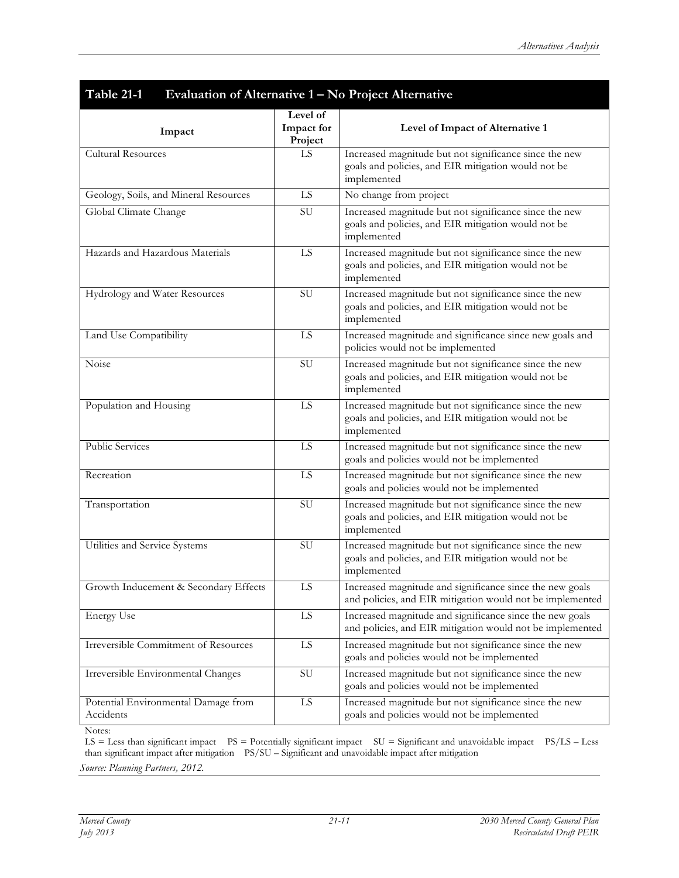**Table 21-1 Evaluation of Alternative 1 – No Project Alternative**

| Impact | Level of Impact for Project | Level of Impact of Alternative 1 |
|---|---|---|
| Cultural Resources | LS | Increased magnitude but not significance since the new goals and policies, and EIR mitigation would not be implemented |
| Geology, Soils, and Mineral Resources | LS | No change from project |
| Global Climate Change | SU | Increased magnitude but not significance since the new goals and policies, and EIR mitigation would not be implemented |
| Hazards and Hazardous Materials | LS | Increased magnitude but not significance since the new goals and policies, and EIR mitigation would not be implemented |
| Hydrology and Water Resources | SU | Increased magnitude but not significance since the new goals and policies, and EIR mitigation would not be implemented |
| Land Use Compatibility | LS | Increased magnitude and significance since new goals and policies would not be implemented |
| Noise | SU | Increased magnitude but not significance since the new goals and policies, and EIR mitigation would not be implemented |
| Population and Housing | LS | Increased magnitude but not significance since the new goals and policies, and EIR mitigation would not be implemented |
| Public Services | LS | Increased magnitude but not significance since the new goals and policies would not be implemented |
| Recreation | LS | Increased magnitude but not significance since the new goals and policies would not be implemented |
| Transportation | SU | Increased magnitude but not significance since the new goals and policies, and EIR mitigation would not be implemented |
| Utilities and Service Systems | SU | Increased magnitude but not significance since the new goals and policies, and EIR mitigation would not be implemented |
| Growth Inducement & Secondary Effects | LS | Increased magnitude and significance since the new goals and policies, and EIR mitigation would not be implemented |
| Energy Use | LS | Increased magnitude and significance since the new goals and policies, and EIR mitigation would not be implemented |
| Irreversible Commitment of Resources | LS | Increased magnitude but not significance since the new goals and policies would not be implemented |
| Irreversible Environmental Changes | SU | Increased magnitude but not significance since the new goals and policies would not be implemented |
| Potential Environmental Damage from Accidents | LS | Increased magnitude but not significance since the new goals and policies would not be implemented |

Notes:
LS = Less than significant impact PS = Potentially significant impact SU = Significant and unavoidable impact PS/LS – Less than significant impact after mitigation PS/SU – Significant and unavoidable impact after mitigation

*Source: Planning Partners, 2012.*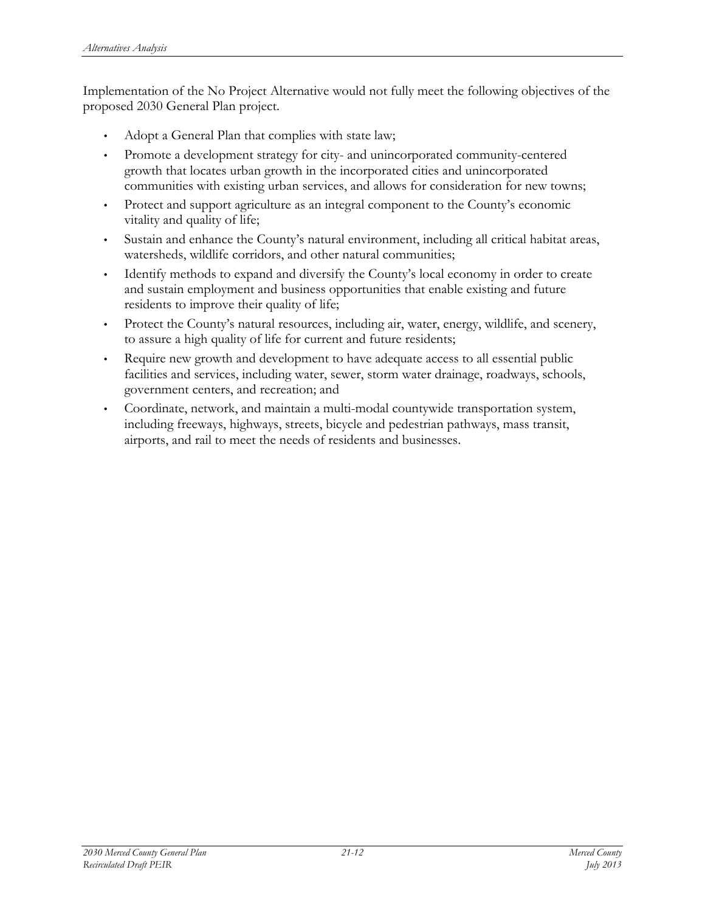Implementation of the No Project Alternative would not fully meet the following objectives of the proposed 2030 General Plan project.

- Adopt a General Plan that complies with state law;
- Promote a development strategy for city- and unincorporated community-centered growth that locates urban growth in the incorporated cities and unincorporated communities with existing urban services, and allows for consideration for new towns;
- Protect and support agriculture as an integral component to the County's economic vitality and quality of life;
- Sustain and enhance the County's natural environment, including all critical habitat areas, watersheds, wildlife corridors, and other natural communities;
- Identify methods to expand and diversify the County's local economy in order to create and sustain employment and business opportunities that enable existing and future residents to improve their quality of life;
- Protect the County's natural resources, including air, water, energy, wildlife, and scenery, to assure a high quality of life for current and future residents;
- Require new growth and development to have adequate access to all essential public facilities and services, including water, sewer, storm water drainage, roadways, schools, government centers, and recreation; and
- Coordinate, network, and maintain a multi-modal countywide transportation system, including freeways, highways, streets, bicycle and pedestrian pathways, mass transit, airports, and rail to meet the needs of residents and businesses.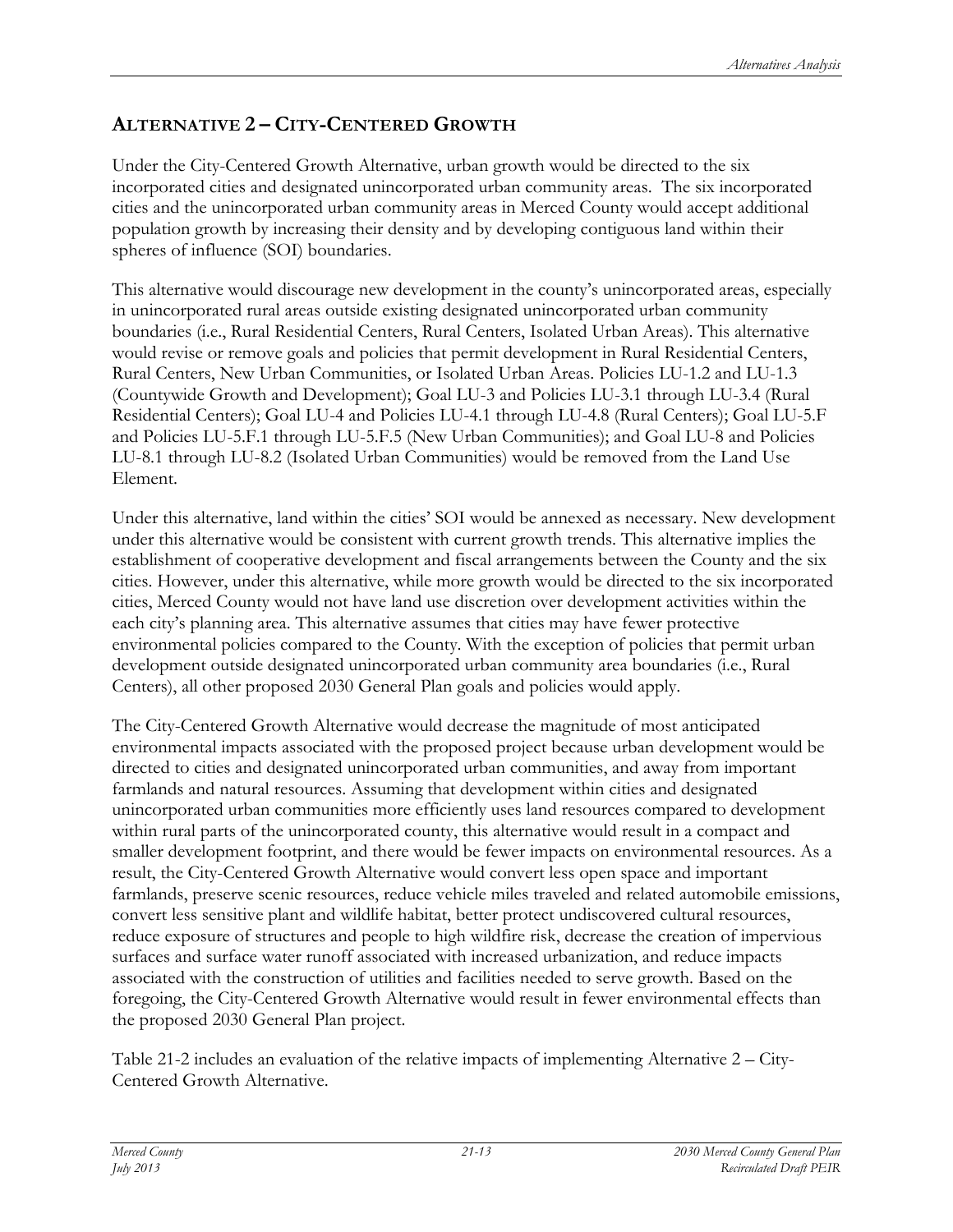## ALTERNATIVE 2 – CITY-CENTERED GROWTH

Under the City-Centered Growth Alternative, urban growth would be directed to the six incorporated cities and designated unincorporated urban community areas. The six incorporated cities and the unincorporated urban community areas in Merced County would accept additional population growth by increasing their density and by developing contiguous land within their spheres of influence (SOI) boundaries.

This alternative would discourage new development in the county's unincorporated areas, especially in unincorporated rural areas outside existing designated unincorporated urban community boundaries (i.e., Rural Residential Centers, Rural Centers, Isolated Urban Areas). This alternative would revise or remove goals and policies that permit development in Rural Residential Centers, Rural Centers, New Urban Communities, or Isolated Urban Areas. Policies LU-1.2 and LU-1.3 (Countywide Growth and Development); Goal LU-3 and Policies LU-3.1 through LU-3.4 (Rural Residential Centers); Goal LU-4 and Policies LU-4.1 through LU-4.8 (Rural Centers); Goal LU-5.F and Policies LU-5.F.1 through LU-5.F.5 (New Urban Communities); and Goal LU-8 and Policies LU-8.1 through LU-8.2 (Isolated Urban Communities) would be removed from the Land Use Element.

Under this alternative, land within the cities' SOI would be annexed as necessary. New development under this alternative would be consistent with current growth trends. This alternative implies the establishment of cooperative development and fiscal arrangements between the County and the six cities. However, under this alternative, while more growth would be directed to the six incorporated cities, Merced County would not have land use discretion over development activities within the each city's planning area. This alternative assumes that cities may have fewer protective environmental policies compared to the County. With the exception of policies that permit urban development outside designated unincorporated urban community area boundaries (i.e., Rural Centers), all other proposed 2030 General Plan goals and policies would apply.

The City-Centered Growth Alternative would decrease the magnitude of most anticipated environmental impacts associated with the proposed project because urban development would be directed to cities and designated unincorporated urban communities, and away from important farmlands and natural resources. Assuming that development within cities and designated unincorporated urban communities more efficiently uses land resources compared to development within rural parts of the unincorporated county, this alternative would result in a compact and smaller development footprint, and there would be fewer impacts on environmental resources. As a result, the City-Centered Growth Alternative would convert less open space and important farmlands, preserve scenic resources, reduce vehicle miles traveled and related automobile emissions, convert less sensitive plant and wildlife habitat, better protect undiscovered cultural resources, reduce exposure of structures and people to high wildfire risk, decrease the creation of impervious surfaces and surface water runoff associated with increased urbanization, and reduce impacts associated with the construction of utilities and facilities needed to serve growth. Based on the foregoing, the City-Centered Growth Alternative would result in fewer environmental effects than the proposed 2030 General Plan project.

Table 21-2 includes an evaluation of the relative impacts of implementing Alternative 2 – City-Centered Growth Alternative.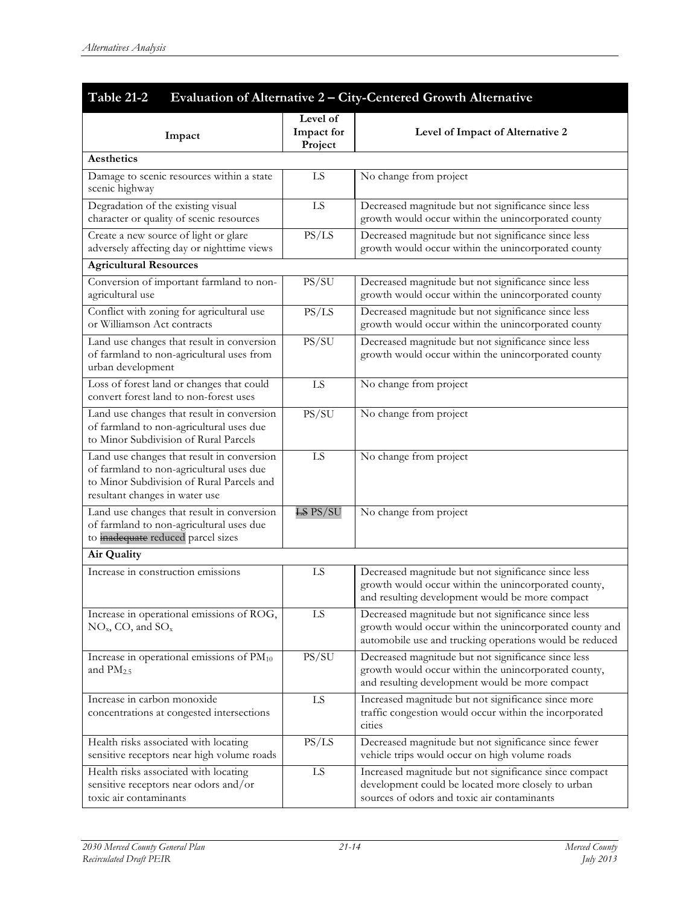## Table 21-2 Evaluation of Alternative 2 – City-Centered Growth Alternative

| Impact | Level of Impact for Project | Level of Impact of Alternative 2 |
|---|---|---|
| **Aesthetics** | | |
| Damage to scenic resources within a state scenic highway | LS | No change from project |
| Degradation of the existing visual character or quality of scenic resources | LS | Decreased magnitude but not significance since less growth would occur within the unincorporated county |
| Create a new source of light or glare adversely affecting day or nighttime views | PS/LS | Decreased magnitude but not significance since less growth would occur within the unincorporated county |
| **Agricultural Resources** | | |
| Conversion of important farmland to non-agricultural use | PS/SU | Decreased magnitude but not significance since less growth would occur within the unincorporated county |
| Conflict with zoning for agricultural use or Williamson Act contracts | PS/LS | Decreased magnitude but not significance since less growth would occur within the unincorporated county |
| Land use changes that result in conversion of farmland to non-agricultural uses from urban development | PS/SU | Decreased magnitude but not significance since less growth would occur within the unincorporated county |
| Loss of forest land or changes that could convert forest land to non-forest uses | LS | No change from project |
| Land use changes that result in conversion of farmland to non-agricultural uses due to Minor Subdivision of Rural Parcels | PS/SU | No change from project |
| Land use changes that result in conversion of farmland to non-agricultural uses due to Minor Subdivision of Rural Parcels and resultant changes in water use | LS | No change from project |
| Land use changes that result in conversion of farmland to non-agricultural uses due to ~~inadequate~~ reduced parcel sizes | ~~LS~~ PS/SU | No change from project |
| **Air Quality** | | |
| Increase in construction emissions | LS | Decreased magnitude but not significance since less growth would occur within the unincorporated county, and resulting development would be more compact |
| Increase in operational emissions of ROG, $NO_x$, CO, and $SO_x$ | LS | Decreased magnitude but not significance since less growth would occur within the unincorporated county and automobile use and trucking operations would be reduced |
| Increase in operational emissions of $PM_{10}$ and $PM_{2.5}$ | PS/SU | Decreased magnitude but not significance since less growth would occur within the unincorporated county, and resulting development would be more compact |
| Increase in carbon monoxide concentrations at congested intersections | LS | Increased magnitude but not significance since more traffic congestion would occur within the incorporated cities |
| Health risks associated with locating sensitive receptors near high volume roads | PS/LS | Decreased magnitude but not significance since fewer vehicle trips would occur on high volume roads |
| Health risks associated with locating sensitive receptors near odors and/or toxic air contaminants | LS | Increased magnitude but not significance since compact development could be located more closely to urban sources of odors and toxic air contaminants |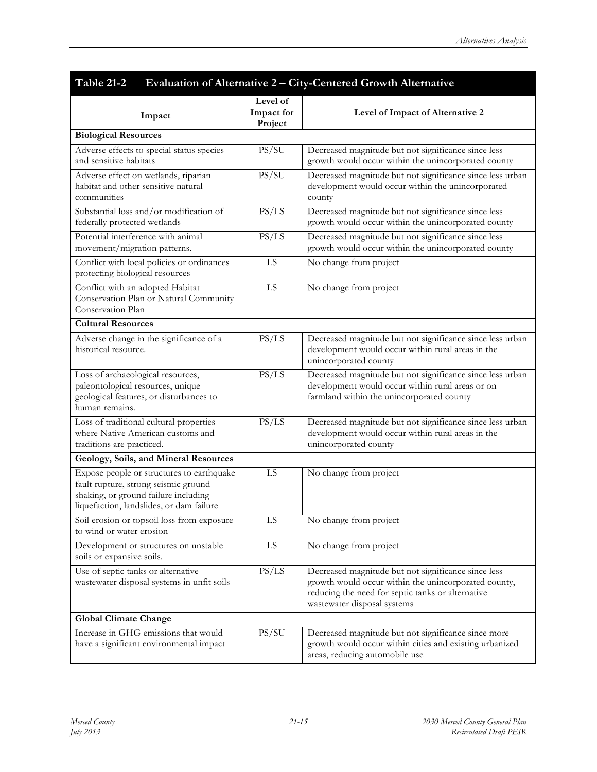**Table 21-2 Evaluation of Alternative 2 – City-Centered Growth Alternative**

| Impact | Level of Impact for Project | Level of Impact of Alternative 2 |
|---|---|---|
| **Biological Resources** | | |
| Adverse effects to special status species and sensitive habitats | PS/SU | Decreased magnitude but not significance since less growth would occur within the unincorporated county |
| Adverse effect on wetlands, riparian habitat and other sensitive natural communities | PS/SU | Decreased magnitude but not significance since less urban development would occur within the unincorporated county |
| Substantial loss and/or modification of federally protected wetlands | PS/LS | Decreased magnitude but not significance since less growth would occur within the unincorporated county |
| Potential interference with animal movement/migration patterns. | PS/LS | Decreased magnitude but not significance since less growth would occur within the unincorporated county |
| Conflict with local policies or ordinances protecting biological resources | LS | No change from project |
| Conflict with an adopted Habitat Conservation Plan or Natural Community Conservation Plan | LS | No change from project |
| **Cultural Resources** | | |
| Adverse change in the significance of a historical resource. | PS/LS | Decreased magnitude but not significance since less urban development would occur within rural areas in the unincorporated county |
| Loss of archaeological resources, paleontological resources, unique geological features, or disturbances to human remains. | PS/LS | Decreased magnitude but not significance since less urban development would occur within rural areas or on farmland within the unincorporated county |
| Loss of traditional cultural properties where Native American customs and traditions are practiced. | PS/LS | Decreased magnitude but not significance since less urban development would occur within rural areas in the unincorporated county |
| **Geology, Soils, and Mineral Resources** | | |
| Expose people or structures to earthquake fault rupture, strong seismic ground shaking, or ground failure including liquefaction, landslides, or dam failure | LS | No change from project |
| Soil erosion or topsoil loss from exposure to wind or water erosion | LS | No change from project |
| Development or structures on unstable soils or expansive soils. | LS | No change from project |
| Use of septic tanks or alternative wastewater disposal systems in unfit soils | PS/LS | Decreased magnitude but not significance since less growth would occur within the unincorporated county, reducing the need for septic tanks or alternative wastewater disposal systems |
| **Global Climate Change** | | |
| Increase in GHG emissions that would have a significant environmental impact | PS/SU | Decreased magnitude but not significance since more growth would occur within cities and existing urbanized areas, reducing automobile use |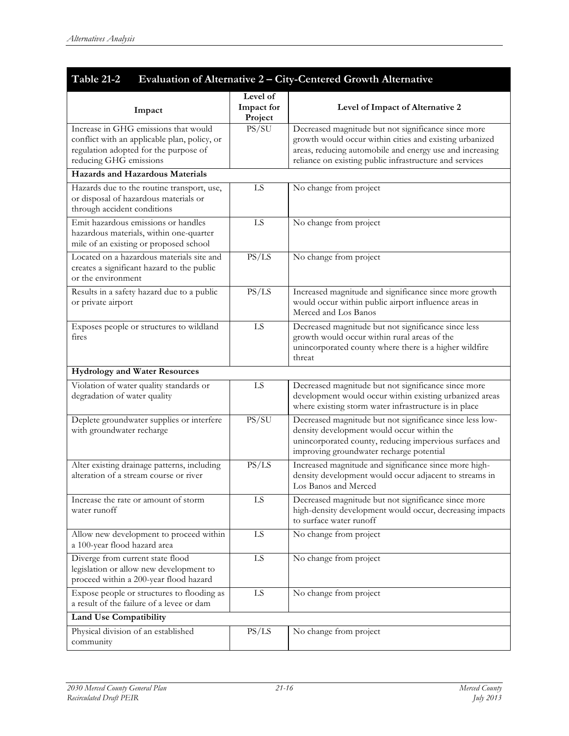## Table 21-2 Evaluation of Alternative 2 – City-Centered Growth Alternative

| Impact | Level of Impact for Project | Level of Impact of Alternative 2 |
|---|---|---|
| Increase in GHG emissions that would conflict with an applicable plan, policy, or regulation adopted for the purpose of reducing GHG emissions | PS/SU | Decreased magnitude but not significance since more growth would occur within cities and existing urbanized areas, reducing automobile and energy use and increasing reliance on existing public infrastructure and services |
| **Hazards and Hazardous Materials** | | |
| Hazards due to the routine transport, use, or disposal of hazardous materials or through accident conditions | LS | No change from project |
| Emit hazardous emissions or handles hazardous materials, within one-quarter mile of an existing or proposed school | LS | No change from project |
| Located on a hazardous materials site and creates a significant hazard to the public or the environment | PS/LS | No change from project |
| Results in a safety hazard due to a public or private airport | PS/LS | Increased magnitude and significance since more growth would occur within public airport influence areas in Merced and Los Banos |
| Exposes people or structures to wildland fires | LS | Decreased magnitude but not significance since less growth would occur within rural areas of the unincorporated county where there is a higher wildfire threat |
| **Hydrology and Water Resources** | | |
| Violation of water quality standards or degradation of water quality | LS | Decreased magnitude but not significance since more development would occur within existing urbanized areas where existing storm water infrastructure is in place |
| Deplete groundwater supplies or interfere with groundwater recharge | PS/SU | Decreased magnitude but not significance since less low-density development would occur within the unincorporated county, reducing impervious surfaces and improving groundwater recharge potential |
| Alter existing drainage patterns, including alteration of a stream course or river | PS/LS | Increased magnitude and significance since more high-density development would occur adjacent to streams in Los Banos and Merced |
| Increase the rate or amount of storm water runoff | LS | Decreased magnitude but not significance since more high-density development would occur, decreasing impacts to surface water runoff |
| Allow new development to proceed within a 100-year flood hazard area | LS | No change from project |
| Diverge from current state flood legislation or allow new development to proceed within a 200-year flood hazard | LS | No change from project |
| Expose people or structures to flooding as a result of the failure of a levee or dam | LS | No change from project |
| **Land Use Compatibility** | | |
| Physical division of an established community | PS/LS | No change from project |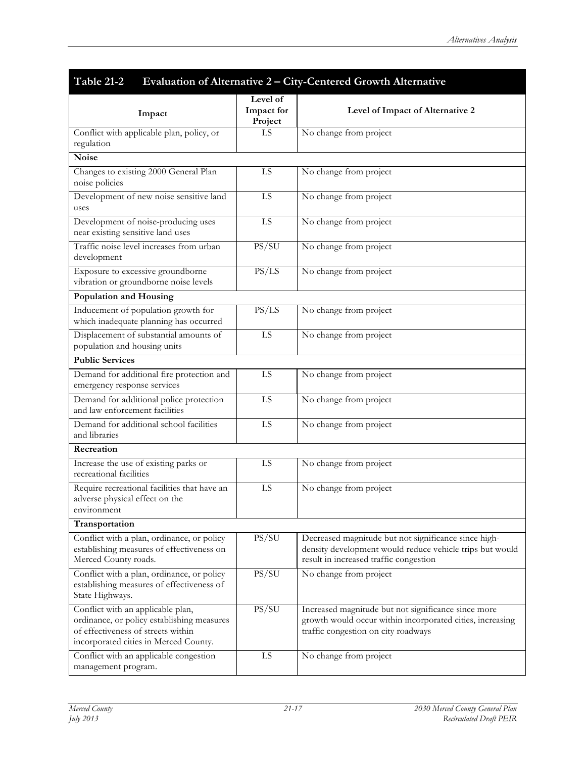## Table 21-2 Evaluation of Alternative 2 – City-Centered Growth Alternative

| Impact | Level of Impact for Project | Level of Impact of Alternative 2 |
|---|---|---|
| Conflict with applicable plan, policy, or regulation | LS | No change from project |
| **Noise** | | |
| Changes to existing 2000 General Plan noise policies | LS | No change from project |
| Development of new noise sensitive land uses | LS | No change from project |
| Development of noise-producing uses near existing sensitive land uses | LS | No change from project |
| Traffic noise level increases from urban development | PS/SU | No change from project |
| Exposure to excessive groundborne vibration or groundborne noise levels | PS/LS | No change from project |
| **Population and Housing** | | |
| Inducement of population growth for which inadequate planning has occurred | PS/LS | No change from project |
| Displacement of substantial amounts of population and housing units | LS | No change from project |
| **Public Services** | | |
| Demand for additional fire protection and emergency response services | LS | No change from project |
| Demand for additional police protection and law enforcement facilities | LS | No change from project |
| Demand for additional school facilities and libraries | LS | No change from project |
| **Recreation** | | |
| Increase the use of existing parks or recreational facilities | LS | No change from project |
| Require recreational facilities that have an adverse physical effect on the environment | LS | No change from project |
| **Transportation** | | |
| Conflict with a plan, ordinance, or policy establishing measures of effectiveness on Merced County roads. | PS/SU | Decreased magnitude but not significance since high-density development would reduce vehicle trips but would result in increased traffic congestion |
| Conflict with a plan, ordinance, or policy establishing measures of effectiveness of State Highways. | PS/SU | No change from project |
| Conflict with an applicable plan, ordinance, or policy establishing measures of effectiveness of streets within incorporated cities in Merced County. | PS/SU | Increased magnitude but not significance since more growth would occur within incorporated cities, increasing traffic congestion on city roadways |
| Conflict with an applicable congestion management program. | LS | No change from project |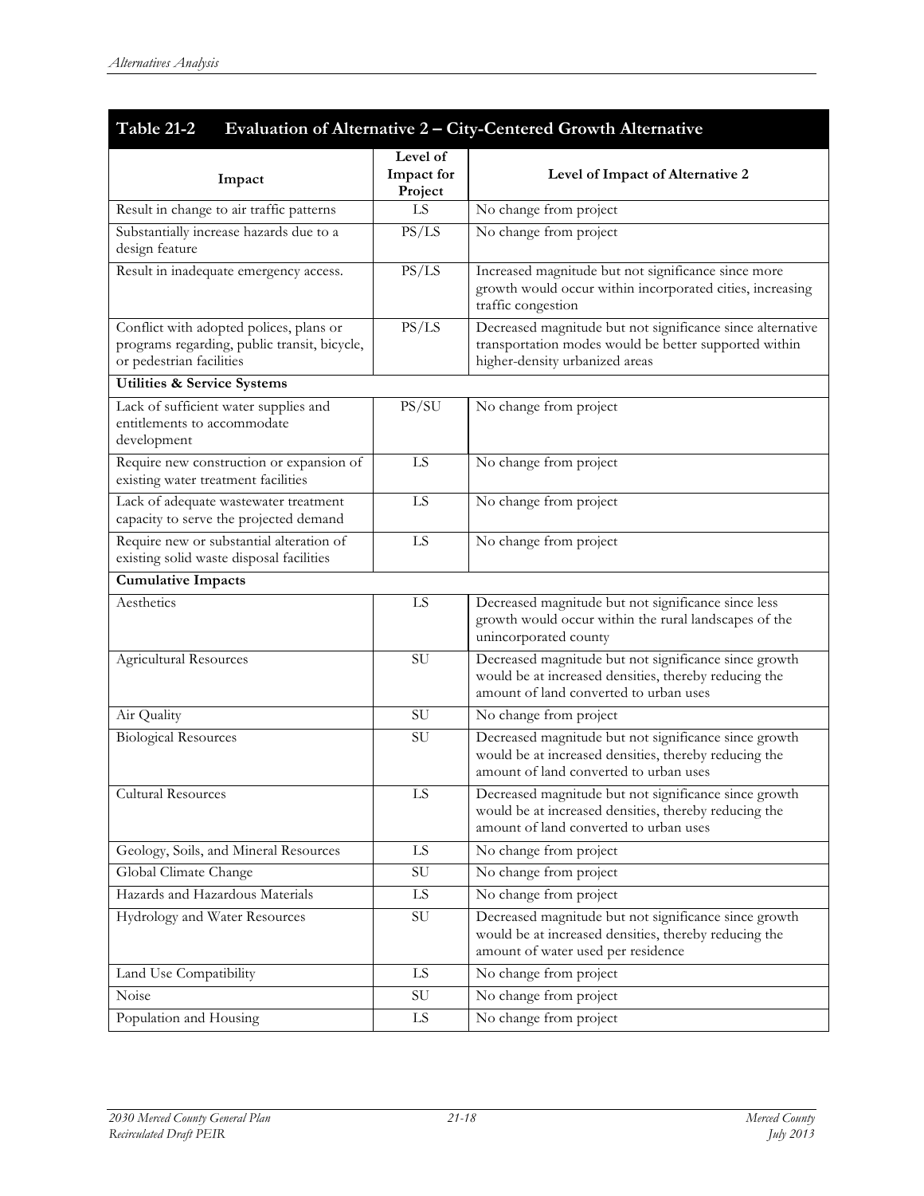| Table 21-2 Evaluation of Alternative 2 – City-Centered Growth Alternative | | |
|---|---|---|
| **Impact** | **Level of Impact for Project** | **Level of Impact of Alternative 2** |
| Result in change to air traffic patterns | LS | No change from project |
| Substantially increase hazards due to a design feature | PS/LS | No change from project |
| Result in inadequate emergency access. | PS/LS | Increased magnitude but not significance since more growth would occur within incorporated cities, increasing traffic congestion |
| Conflict with adopted polices, plans or programs regarding, public transit, bicycle, or pedestrian facilities | PS/LS | Decreased magnitude but not significance since alternative transportation modes would be better supported within higher-density urbanized areas |
| **Utilities & Service Systems** | | |
| Lack of sufficient water supplies and entitlements to accommodate development | PS/SU | No change from project |
| Require new construction or expansion of existing water treatment facilities | LS | No change from project |
| Lack of adequate wastewater treatment capacity to serve the projected demand | LS | No change from project |
| Require new or substantial alteration of existing solid waste disposal facilities | LS | No change from project |
| **Cumulative Impacts** | | |
| Aesthetics | LS | Decreased magnitude but not significance since less growth would occur within the rural landscapes of the unincorporated county |
| Agricultural Resources | SU | Decreased magnitude but not significance since growth would be at increased densities, thereby reducing the amount of land converted to urban uses |
| Air Quality | SU | No change from project |
| Biological Resources | SU | Decreased magnitude but not significance since growth would be at increased densities, thereby reducing the amount of land converted to urban uses |
| Cultural Resources | LS | Decreased magnitude but not significance since growth would be at increased densities, thereby reducing the amount of land converted to urban uses |
| Geology, Soils, and Mineral Resources | LS | No change from project |
| Global Climate Change | SU | No change from project |
| Hazards and Hazardous Materials | LS | No change from project |
| Hydrology and Water Resources | SU | Decreased magnitude but not significance since growth would be at increased densities, thereby reducing the amount of water used per residence |
| Land Use Compatibility | LS | No change from project |
| Noise | SU | No change from project |
| Population and Housing | LS | No change from project |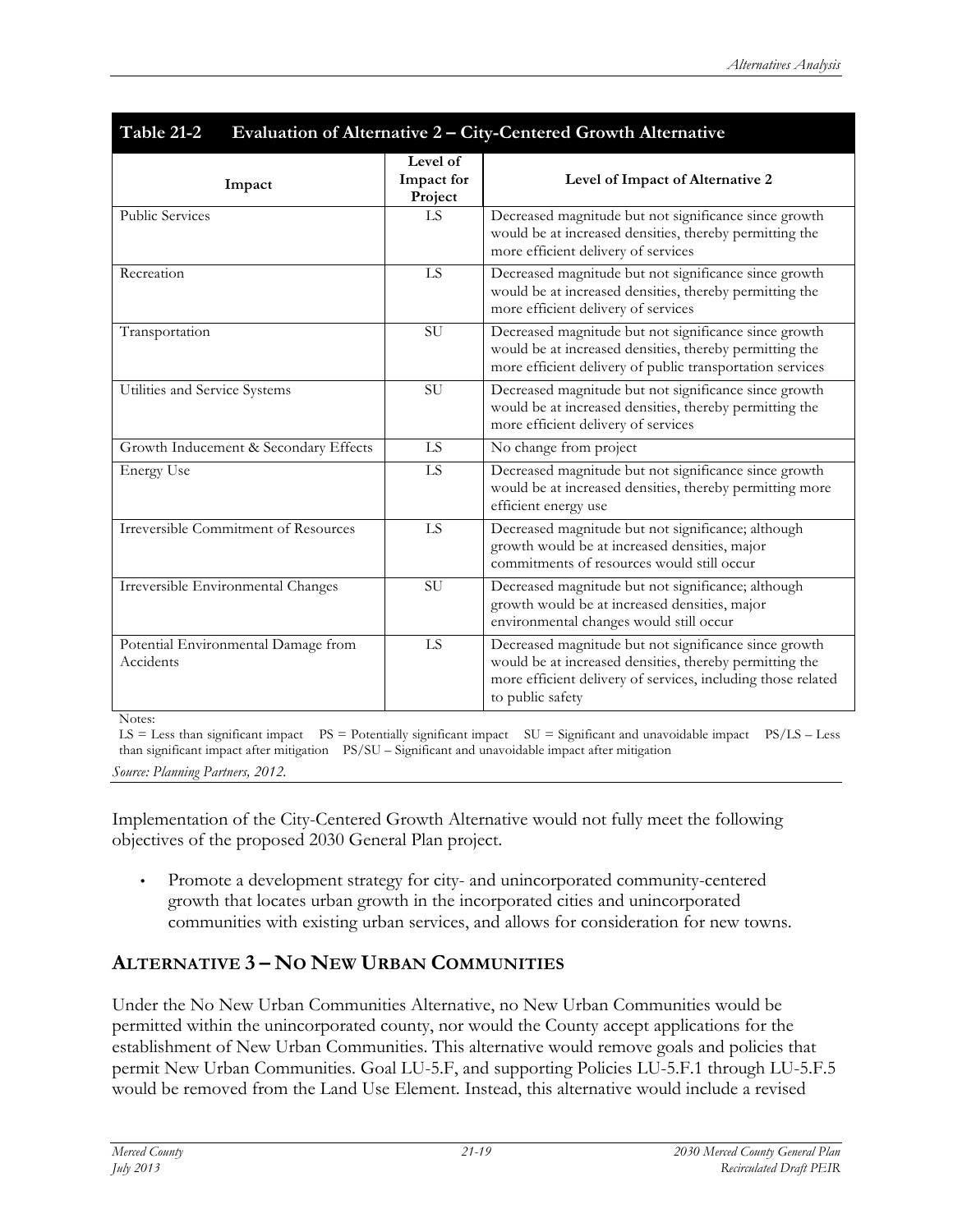**Table 21-2 Evaluation of Alternative 2 – City-Centered Growth Alternative**

| Impact | Level of Impact for Project | Level of Impact of Alternative 2 |
|---|---|---|
| Public Services | LS | Decreased magnitude but not significance since growth would be at increased densities, thereby permitting the more efficient delivery of services |
| Recreation | LS | Decreased magnitude but not significance since growth would be at increased densities, thereby permitting the more efficient delivery of services |
| Transportation | SU | Decreased magnitude but not significance since growth would be at increased densities, thereby permitting the more efficient delivery of public transportation services |
| Utilities and Service Systems | SU | Decreased magnitude but not significance since growth would be at increased densities, thereby permitting the more efficient delivery of services |
| Growth Inducement & Secondary Effects | LS | No change from project |
| Energy Use | LS | Decreased magnitude but not significance since growth would be at increased densities, thereby permitting more efficient energy use |
| Irreversible Commitment of Resources | LS | Decreased magnitude but not significance; although growth would be at increased densities, major commitments of resources would still occur |
| Irreversible Environmental Changes | SU | Decreased magnitude but not significance; although growth would be at increased densities, major environmental changes would still occur |
| Potential Environmental Damage from Accidents | LS | Decreased magnitude but not significance since growth would be at increased densities, thereby permitting the more efficient delivery of services, including those related to public safety |

Notes:
LS = Less than significant impact PS = Potentially significant impact SU = Significant and unavoidable impact PS/LS – Less than significant impact after mitigation PS/SU – Significant and unavoidable impact after mitigation

*Source: Planning Partners, 2012.*

Implementation of the City-Centered Growth Alternative would not fully meet the following objectives of the proposed 2030 General Plan project.

- Promote a development strategy for city- and unincorporated community-centered growth that locates urban growth in the incorporated cities and unincorporated communities with existing urban services, and allows for consideration for new towns.

## ALTERNATIVE 3 – NO NEW URBAN COMMUNITIES

Under the No New Urban Communities Alternative, no New Urban Communities would be permitted within the unincorporated county, nor would the County accept applications for the establishment of New Urban Communities. This alternative would remove goals and policies that permit New Urban Communities. Goal LU-5.F, and supporting Policies LU-5.F.1 through LU-5.F.5 would be removed from the Land Use Element. Instead, this alternative would include a revised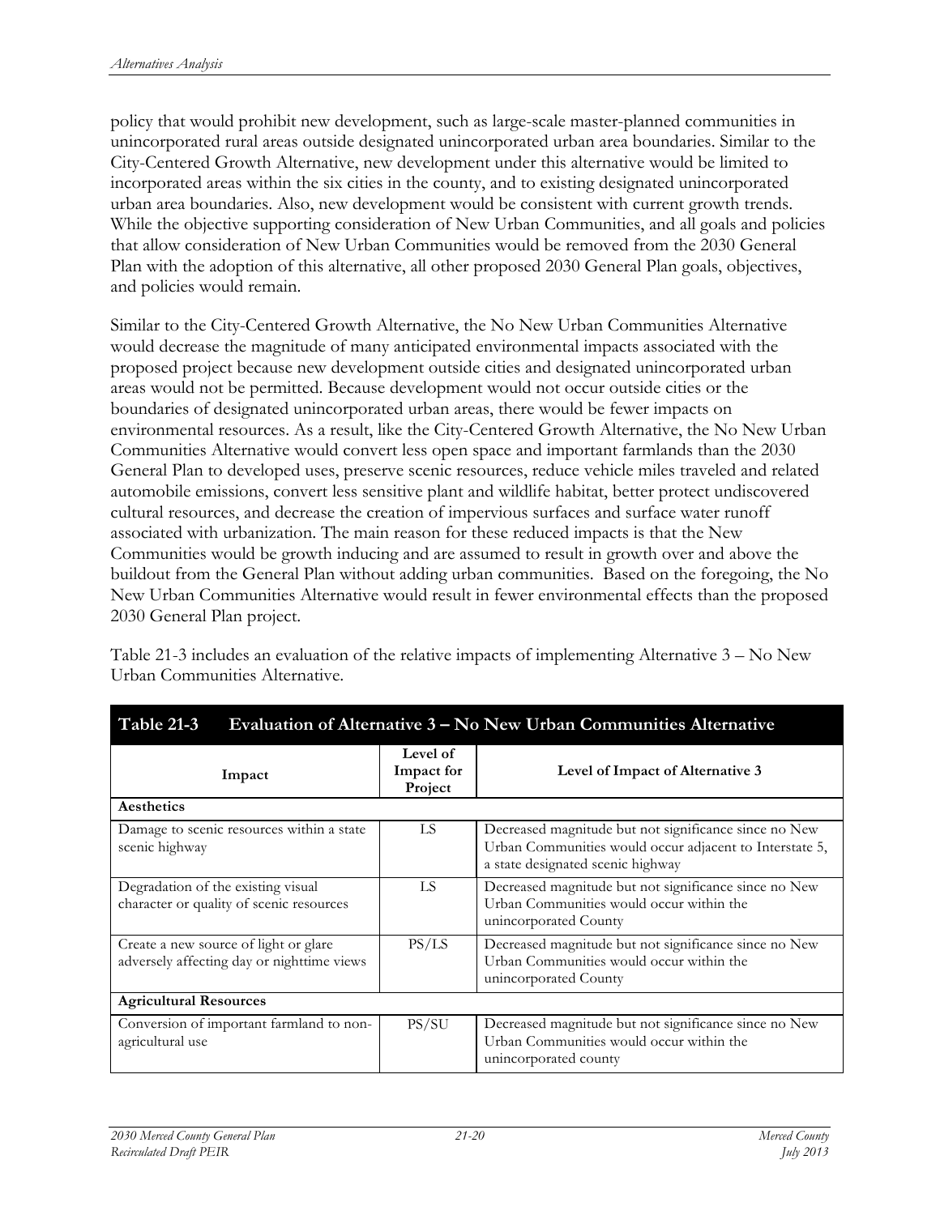policy that would prohibit new development, such as large-scale master-planned communities in unincorporated rural areas outside designated unincorporated urban area boundaries. Similar to the City-Centered Growth Alternative, new development under this alternative would be limited to incorporated areas within the six cities in the county, and to existing designated unincorporated urban area boundaries. Also, new development would be consistent with current growth trends. While the objective supporting consideration of New Urban Communities, and all goals and policies that allow consideration of New Urban Communities would be removed from the 2030 General Plan with the adoption of this alternative, all other proposed 2030 General Plan goals, objectives, and policies would remain.

Similar to the City-Centered Growth Alternative, the No New Urban Communities Alternative would decrease the magnitude of many anticipated environmental impacts associated with the proposed project because new development outside cities and designated unincorporated urban areas would not be permitted. Because development would not occur outside cities or the boundaries of designated unincorporated urban areas, there would be fewer impacts on environmental resources. As a result, like the City-Centered Growth Alternative, the No New Urban Communities Alternative would convert less open space and important farmlands than the 2030 General Plan to developed uses, preserve scenic resources, reduce vehicle miles traveled and related automobile emissions, convert less sensitive plant and wildlife habitat, better protect undiscovered cultural resources, and decrease the creation of impervious surfaces and surface water runoff associated with urbanization. The main reason for these reduced impacts is that the New Communities would be growth inducing and are assumed to result in growth over and above the buildout from the General Plan without adding urban communities. Based on the foregoing, the No New Urban Communities Alternative would result in fewer environmental effects than the proposed 2030 General Plan project.

Table 21-3 includes an evaluation of the relative impacts of implementing Alternative 3 – No New Urban Communities Alternative.

**Table 21-3 Evaluation of Alternative 3 – No New Urban Communities Alternative**

| Impact | Level of Impact for Project | Level of Impact of Alternative 3 |
|---|---|---|
| **Aesthetics** | | |
| Damage to scenic resources within a state scenic highway | LS | Decreased magnitude but not significance since no New Urban Communities would occur adjacent to Interstate 5, a state designated scenic highway |
| Degradation of the existing visual character or quality of scenic resources | LS | Decreased magnitude but not significance since no New Urban Communities would occur within the unincorporated County |
| Create a new source of light or glare adversely affecting day or nighttime views | PS/LS | Decreased magnitude but not significance since no New Urban Communities would occur within the unincorporated County |
| **Agricultural Resources** | | |
| Conversion of important farmland to non-agricultural use | PS/SU | Decreased magnitude but not significance since no New Urban Communities would occur within the unincorporated county |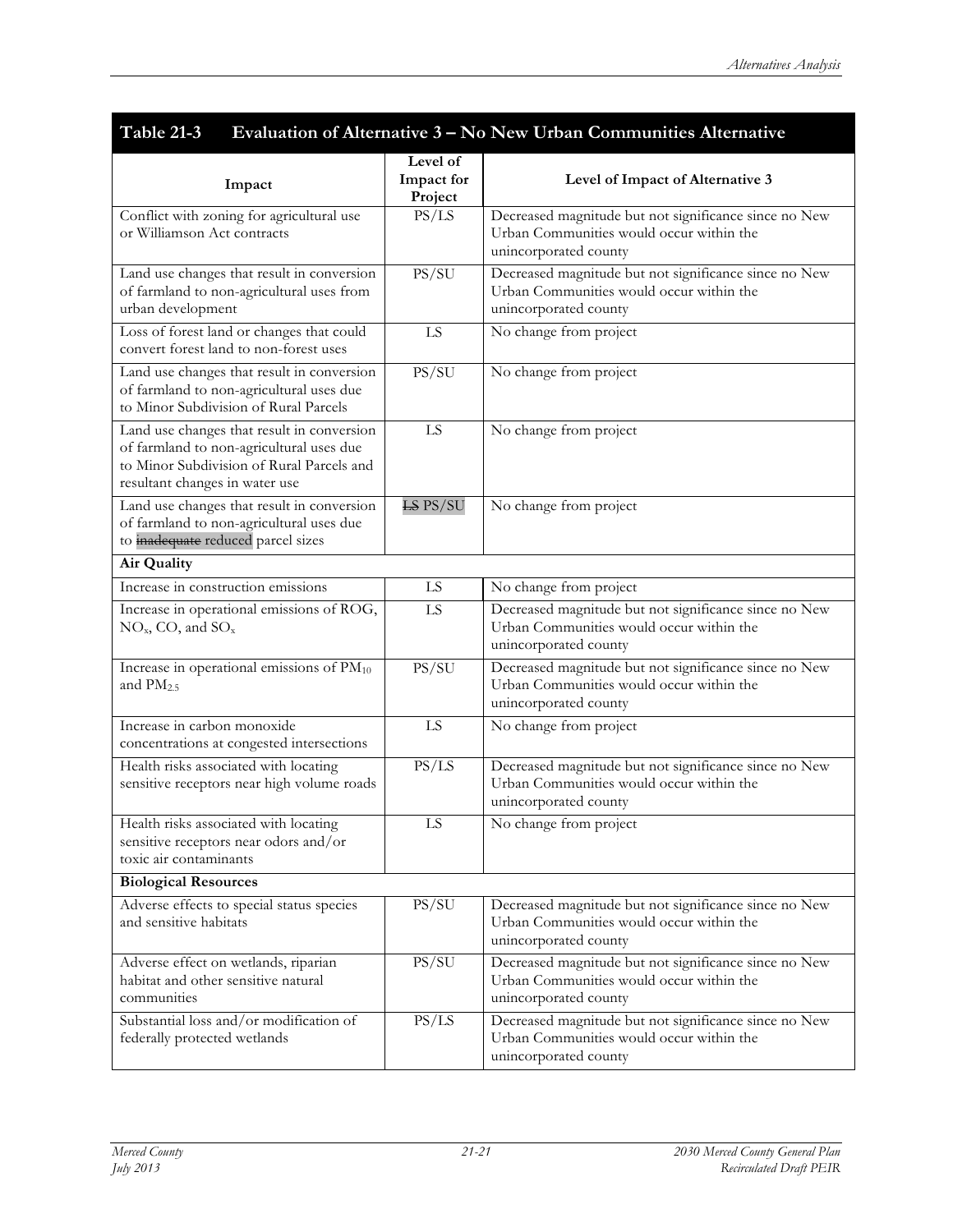## Table 21-3 Evaluation of Alternative 3 – No New Urban Communities Alternative

| Impact | Level of Impact for Project | Level of Impact of Alternative 3 |
|---|---|---|
| Conflict with zoning for agricultural use or Williamson Act contracts | PS/LS | Decreased magnitude but not significance since no New Urban Communities would occur within the unincorporated county |
| Land use changes that result in conversion of farmland to non-agricultural uses from urban development | PS/SU | Decreased magnitude but not significance since no New Urban Communities would occur within the unincorporated county |
| Loss of forest land or changes that could convert forest land to non-forest uses | LS | No change from project |
| Land use changes that result in conversion of farmland to non-agricultural uses due to Minor Subdivision of Rural Parcels | PS/SU | No change from project |
| Land use changes that result in conversion of farmland to non-agricultural uses due to Minor Subdivision of Rural Parcels and resultant changes in water use | LS | No change from project |
| Land use changes that result in conversion of farmland to non-agricultural uses due to ~~inadequate~~ reduced parcel sizes | ~~LS~~ PS/SU | No change from project |
| **Air Quality** | | |
| Increase in construction emissions | LS | No change from project |
| Increase in operational emissions of ROG, $NO_x$, CO, and $SO_x$ | LS | Decreased magnitude but not significance since no New Urban Communities would occur within the unincorporated county |
| Increase in operational emissions of $PM_{10}$ and $PM_{2.5}$ | PS/SU | Decreased magnitude but not significance since no New Urban Communities would occur within the unincorporated county |
| Increase in carbon monoxide concentrations at congested intersections | LS | No change from project |
| Health risks associated with locating sensitive receptors near high volume roads | PS/LS | Decreased magnitude but not significance since no New Urban Communities would occur within the unincorporated county |
| Health risks associated with locating sensitive receptors near odors and/or toxic air contaminants | LS | No change from project |
| **Biological Resources** | | |
| Adverse effects to special status species and sensitive habitats | PS/SU | Decreased magnitude but not significance since no New Urban Communities would occur within the unincorporated county |
| Adverse effect on wetlands, riparian habitat and other sensitive natural communities | PS/SU | Decreased magnitude but not significance since no New Urban Communities would occur within the unincorporated county |
| Substantial loss and/or modification of federally protected wetlands | PS/LS | Decreased magnitude but not significance since no New Urban Communities would occur within the unincorporated county |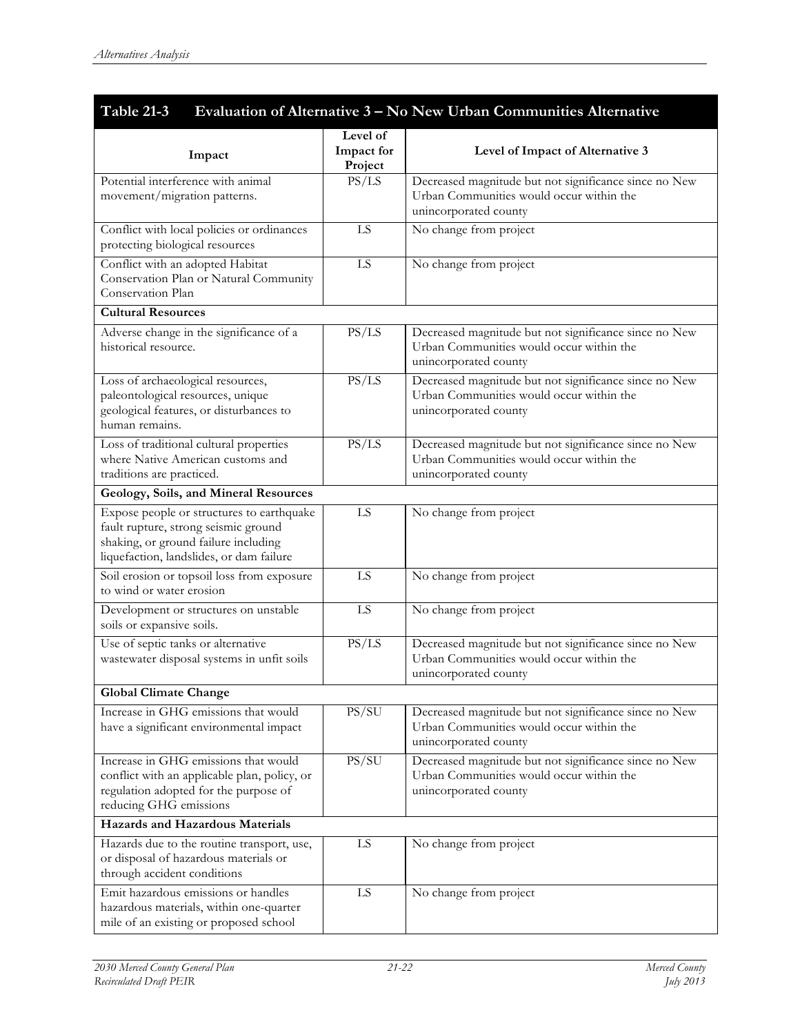## Table 21-3 Evaluation of Alternative 3 – No New Urban Communities Alternative

| Impact | Level of Impact for Project | Level of Impact of Alternative 3 |
|---|---|---|
| Potential interference with animal movement/migration patterns. | PS/LS | Decreased magnitude but not significance since no New Urban Communities would occur within the unincorporated county |
| Conflict with local policies or ordinances protecting biological resources | LS | No change from project |
| Conflict with an adopted Habitat Conservation Plan or Natural Community Conservation Plan | LS | No change from project |
| **Cultural Resources** | | |
| Adverse change in the significance of a historical resource. | PS/LS | Decreased magnitude but not significance since no New Urban Communities would occur within the unincorporated county |
| Loss of archaeological resources, paleontological resources, unique geological features, or disturbances to human remains. | PS/LS | Decreased magnitude but not significance since no New Urban Communities would occur within the unincorporated county |
| Loss of traditional cultural properties where Native American customs and traditions are practiced. | PS/LS | Decreased magnitude but not significance since no New Urban Communities would occur within the unincorporated county |
| **Geology, Soils, and Mineral Resources** | | |
| Expose people or structures to earthquake fault rupture, strong seismic ground shaking, or ground failure including liquefaction, landslides, or dam failure | LS | No change from project |
| Soil erosion or topsoil loss from exposure to wind or water erosion | LS | No change from project |
| Development or structures on unstable soils or expansive soils. | LS | No change from project |
| Use of septic tanks or alternative wastewater disposal systems in unfit soils | PS/LS | Decreased magnitude but not significance since no New Urban Communities would occur within the unincorporated county |
| **Global Climate Change** | | |
| Increase in GHG emissions that would have a significant environmental impact | PS/SU | Decreased magnitude but not significance since no New Urban Communities would occur within the unincorporated county |
| Increase in GHG emissions that would conflict with an applicable plan, policy, or regulation adopted for the purpose of reducing GHG emissions | PS/SU | Decreased magnitude but not significance since no New Urban Communities would occur within the unincorporated county |
| **Hazards and Hazardous Materials** | | |
| Hazards due to the routine transport, use, or disposal of hazardous materials or through accident conditions | LS | No change from project |
| Emit hazardous emissions or handles hazardous materials, within one-quarter mile of an existing or proposed school | LS | No change from project |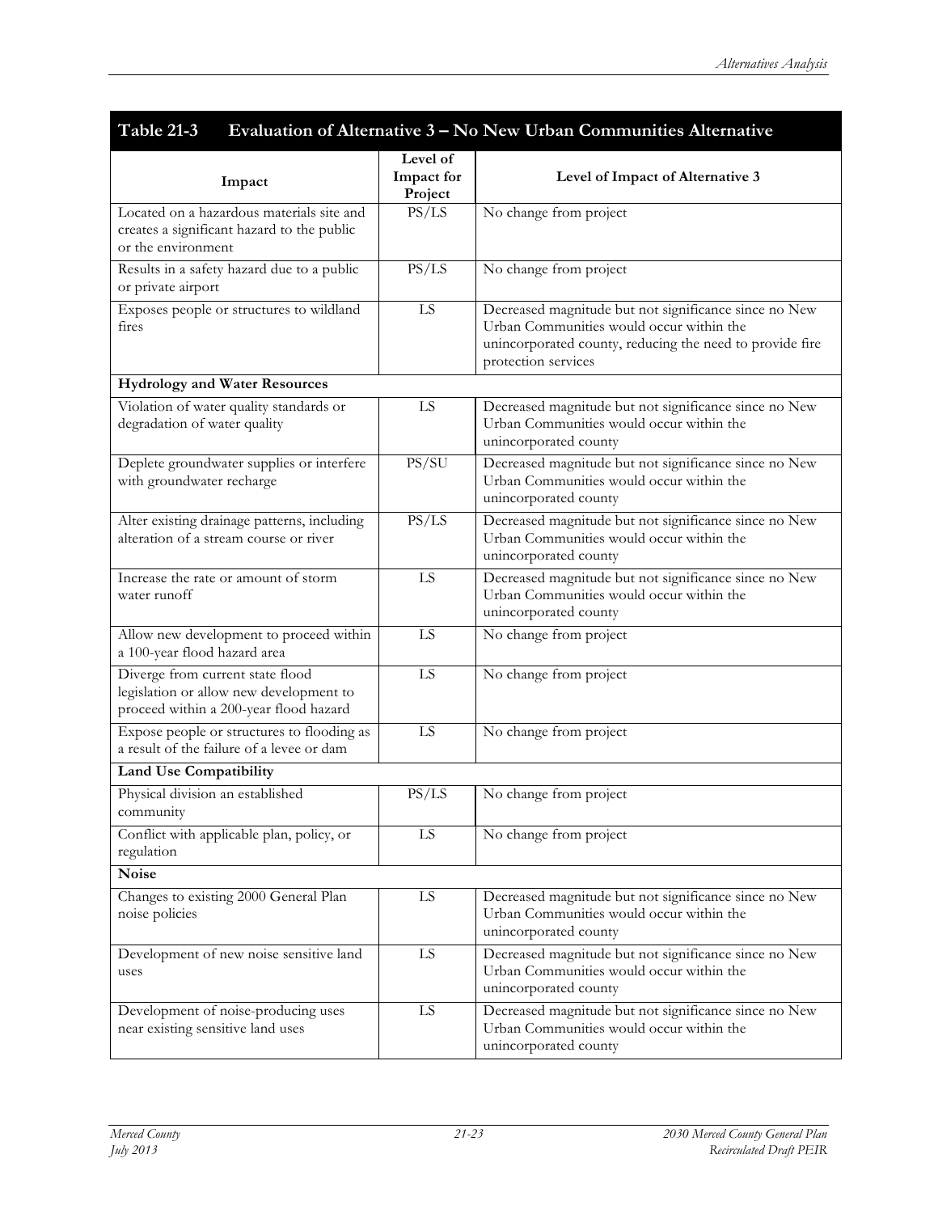**Table 21-3 Evaluation of Alternative 3 – No New Urban Communities Alternative**

| Impact | Level of Impact for Project | Level of Impact of Alternative 3 |
|---|---|---|
| Located on a hazardous materials site and creates a significant hazard to the public or the environment | PS/LS | No change from project |
| Results in a safety hazard due to a public or private airport | PS/LS | No change from project |
| Exposes people or structures to wildland fires | LS | Decreased magnitude but not significance since no New Urban Communities would occur within the unincorporated county, reducing the need to provide fire protection services |
| **Hydrology and Water Resources** | | |
| Violation of water quality standards or degradation of water quality | LS | Decreased magnitude but not significance since no New Urban Communities would occur within the unincorporated county |
| Deplete groundwater supplies or interfere with groundwater recharge | PS/SU | Decreased magnitude but not significance since no New Urban Communities would occur within the unincorporated county |
| Alter existing drainage patterns, including alteration of a stream course or river | PS/LS | Decreased magnitude but not significance since no New Urban Communities would occur within the unincorporated county |
| Increase the rate or amount of storm water runoff | LS | Decreased magnitude but not significance since no New Urban Communities would occur within the unincorporated county |
| Allow new development to proceed within a 100-year flood hazard area | LS | No change from project |
| Diverge from current state flood legislation or allow new development to proceed within a 200-year flood hazard | LS | No change from project |
| Expose people or structures to flooding as a result of the failure of a levee or dam | LS | No change from project |
| **Land Use Compatibility** | | |
| Physical division an established community | PS/LS | No change from project |
| Conflict with applicable plan, policy, or regulation | LS | No change from project |
| **Noise** | | |
| Changes to existing 2000 General Plan noise policies | LS | Decreased magnitude but not significance since no New Urban Communities would occur within the unincorporated county |
| Development of new noise sensitive land uses | LS | Decreased magnitude but not significance since no New Urban Communities would occur within the unincorporated county |
| Development of noise-producing uses near existing sensitive land uses | LS | Decreased magnitude but not significance since no New Urban Communities would occur within the unincorporated county |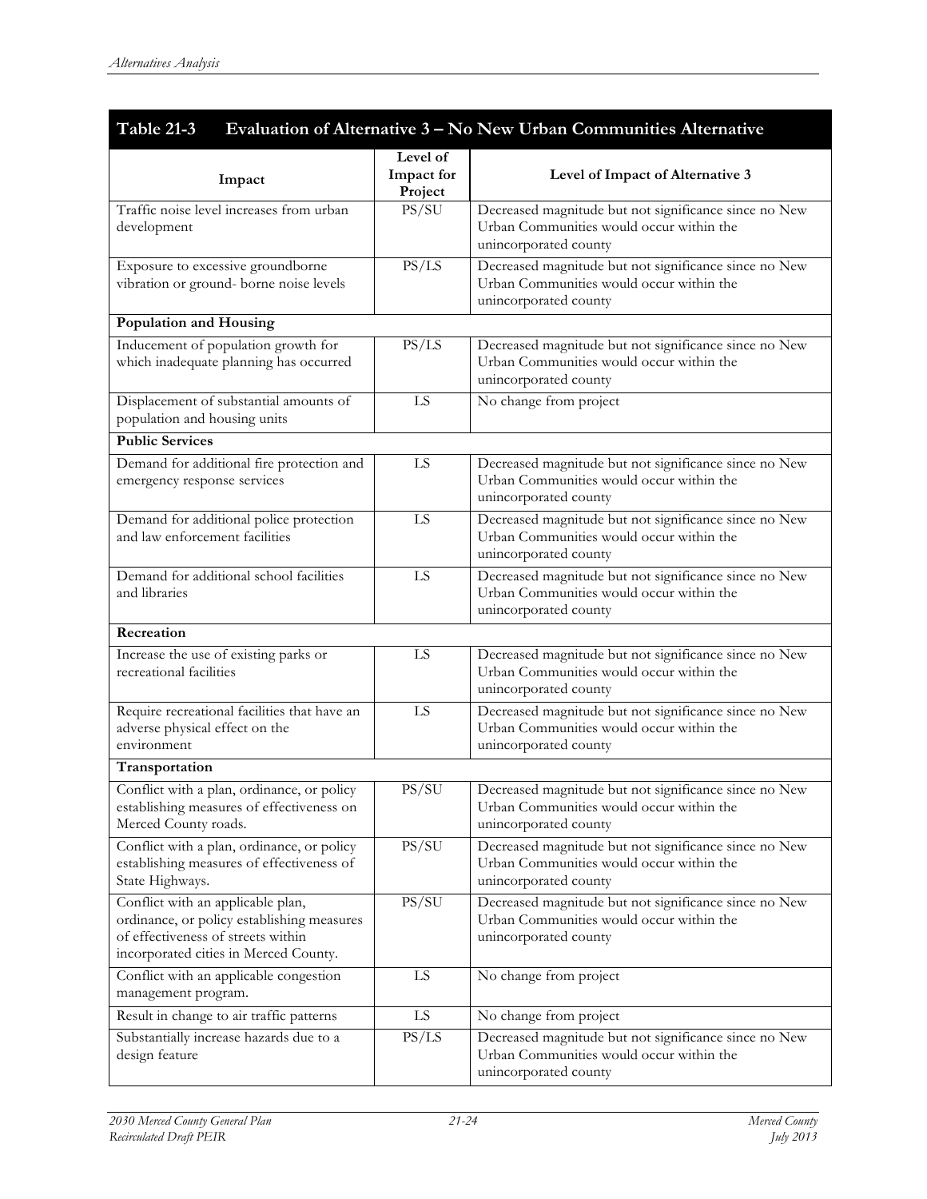## Table 21-3 Evaluation of Alternative 3 – No New Urban Communities Alternative

| Impact | Level of Impact for Project | Level of Impact of Alternative 3 |
|---|---|---|
| Traffic noise level increases from urban development | PS/SU | Decreased magnitude but not significance since no New Urban Communities would occur within the unincorporated county |
| Exposure to excessive groundborne vibration or ground- borne noise levels | PS/LS | Decreased magnitude but not significance since no New Urban Communities would occur within the unincorporated county |
| **Population and Housing** | | |
| Inducement of population growth for which inadequate planning has occurred | PS/LS | Decreased magnitude but not significance since no New Urban Communities would occur within the unincorporated county |
| Displacement of substantial amounts of population and housing units | LS | No change from project |
| **Public Services** | | |
| Demand for additional fire protection and emergency response services | LS | Decreased magnitude but not significance since no New Urban Communities would occur within the unincorporated county |
| Demand for additional police protection and law enforcement facilities | LS | Decreased magnitude but not significance since no New Urban Communities would occur within the unincorporated county |
| Demand for additional school facilities and libraries | LS | Decreased magnitude but not significance since no New Urban Communities would occur within the unincorporated county |
| **Recreation** | | |
| Increase the use of existing parks or recreational facilities | LS | Decreased magnitude but not significance since no New Urban Communities would occur within the unincorporated county |
| Require recreational facilities that have an adverse physical effect on the environment | LS | Decreased magnitude but not significance since no New Urban Communities would occur within the unincorporated county |
| **Transportation** | | |
| Conflict with a plan, ordinance, or policy establishing measures of effectiveness on Merced County roads. | PS/SU | Decreased magnitude but not significance since no New Urban Communities would occur within the unincorporated county |
| Conflict with a plan, ordinance, or policy establishing measures of effectiveness of State Highways. | PS/SU | Decreased magnitude but not significance since no New Urban Communities would occur within the unincorporated county |
| Conflict with an applicable plan, ordinance, or policy establishing measures of effectiveness of streets within incorporated cities in Merced County. | PS/SU | Decreased magnitude but not significance since no New Urban Communities would occur within the unincorporated county |
| Conflict with an applicable congestion management program. | LS | No change from project |
| Result in change to air traffic patterns | LS | No change from project |
| Substantially increase hazards due to a design feature | PS/LS | Decreased magnitude but not significance since no New Urban Communities would occur within the unincorporated county |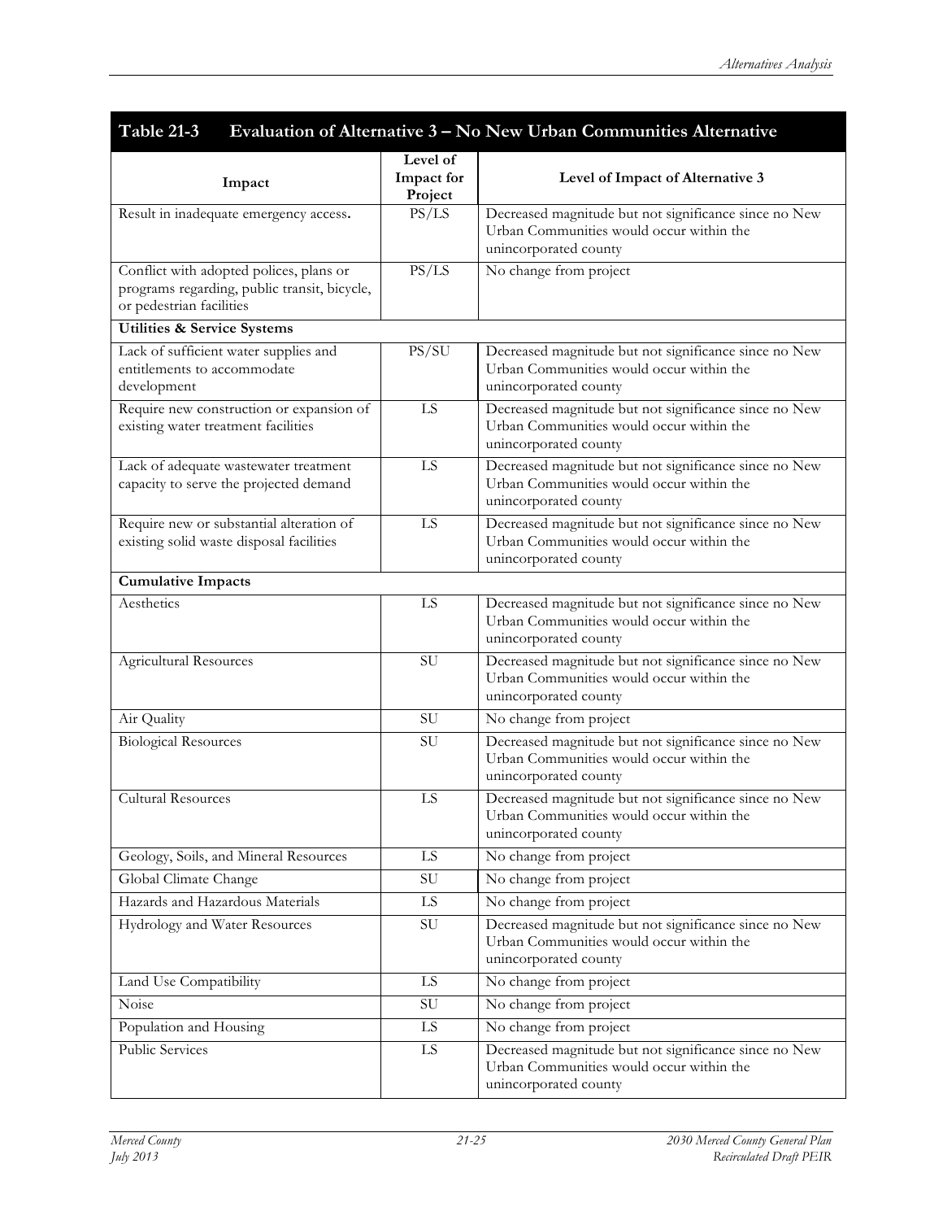**Table 21-3 Evaluation of Alternative 3 – No New Urban Communities Alternative**

| Impact | Level of Impact for Project | Level of Impact of Alternative 3 |
|---|---|---|
| Result in inadequate emergency access. | PS/LS | Decreased magnitude but not significance since no New Urban Communities would occur within the unincorporated county |
| Conflict with adopted polices, plans or programs regarding, public transit, bicycle, or pedestrian facilities | PS/LS | No change from project |
| **Utilities & Service Systems** | | |
| Lack of sufficient water supplies and entitlements to accommodate development | PS/SU | Decreased magnitude but not significance since no New Urban Communities would occur within the unincorporated county |
| Require new construction or expansion of existing water treatment facilities | LS | Decreased magnitude but not significance since no New Urban Communities would occur within the unincorporated county |
| Lack of adequate wastewater treatment capacity to serve the projected demand | LS | Decreased magnitude but not significance since no New Urban Communities would occur within the unincorporated county |
| Require new or substantial alteration of existing solid waste disposal facilities | LS | Decreased magnitude but not significance since no New Urban Communities would occur within the unincorporated county |
| **Cumulative Impacts** | | |
| Aesthetics | LS | Decreased magnitude but not significance since no New Urban Communities would occur within the unincorporated county |
| Agricultural Resources | SU | Decreased magnitude but not significance since no New Urban Communities would occur within the unincorporated county |
| Air Quality | SU | No change from project |
| Biological Resources | SU | Decreased magnitude but not significance since no New Urban Communities would occur within the unincorporated county |
| Cultural Resources | LS | Decreased magnitude but not significance since no New Urban Communities would occur within the unincorporated county |
| Geology, Soils, and Mineral Resources | LS | No change from project |
| Global Climate Change | SU | No change from project |
| Hazards and Hazardous Materials | LS | No change from project |
| Hydrology and Water Resources | SU | Decreased magnitude but not significance since no New Urban Communities would occur within the unincorporated county |
| Land Use Compatibility | LS | No change from project |
| Noise | SU | No change from project |
| Population and Housing | LS | No change from project |
| Public Services | LS | Decreased magnitude but not significance since no New Urban Communities would occur within the unincorporated county |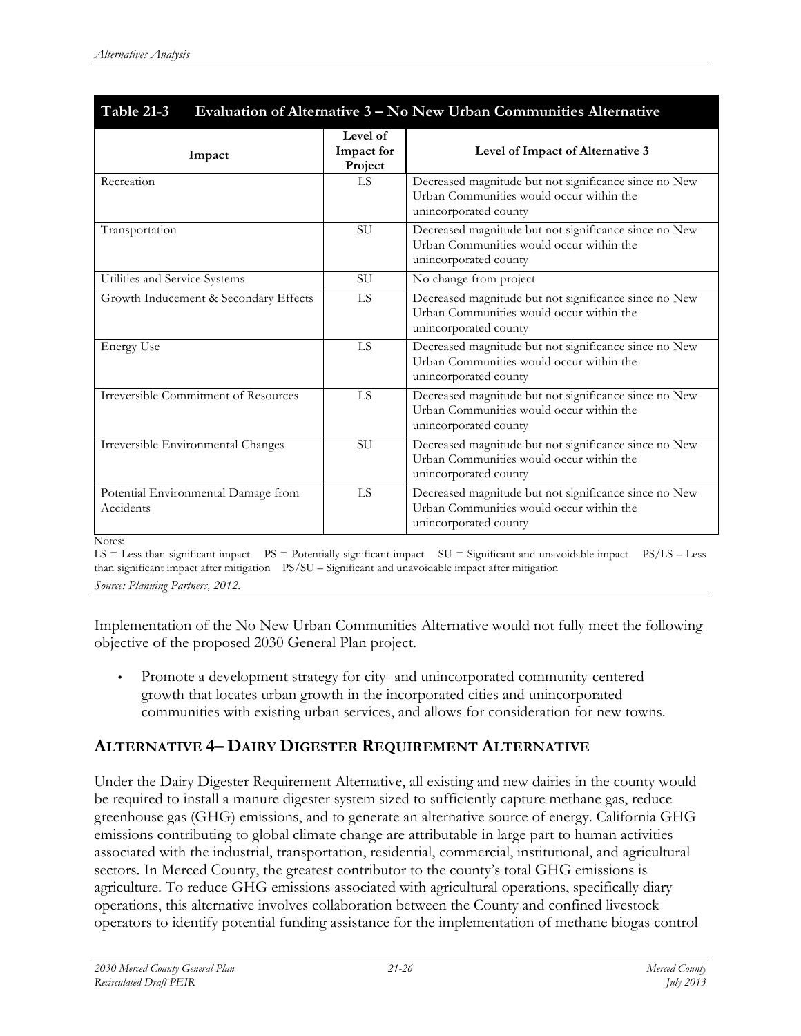**Table 21-3 Evaluation of Alternative 3 – No New Urban Communities Alternative**

| Impact | Level of Impact for Project | Level of Impact of Alternative 3 |
|---|---|---|
| Recreation | LS | Decreased magnitude but not significance since no New Urban Communities would occur within the unincorporated county |
| Transportation | SU | Decreased magnitude but not significance since no New Urban Communities would occur within the unincorporated county |
| Utilities and Service Systems | SU | No change from project |
| Growth Inducement & Secondary Effects | LS | Decreased magnitude but not significance since no New Urban Communities would occur within the unincorporated county |
| Energy Use | LS | Decreased magnitude but not significance since no New Urban Communities would occur within the unincorporated county |
| Irreversible Commitment of Resources | LS | Decreased magnitude but not significance since no New Urban Communities would occur within the unincorporated county |
| Irreversible Environmental Changes | SU | Decreased magnitude but not significance since no New Urban Communities would occur within the unincorporated county |
| Potential Environmental Damage from Accidents | LS | Decreased magnitude but not significance since no New Urban Communities would occur within the unincorporated county |

Notes:
LS = Less than significant impact PS = Potentially significant impact SU = Significant and unavoidable impact PS/LS – Less than significant impact after mitigation PS/SU – Significant and unavoidable impact after mitigation

*Source: Planning Partners, 2012.*

Implementation of the No New Urban Communities Alternative would not fully meet the following objective of the proposed 2030 General Plan project.

- Promote a development strategy for city- and unincorporated community-centered growth that locates urban growth in the incorporated cities and unincorporated communities with existing urban services, and allows for consideration for new towns.

## ALTERNATIVE 4– DAIRY DIGESTER REQUIREMENT ALTERNATIVE

Under the Dairy Digester Requirement Alternative, all existing and new dairies in the county would be required to install a manure digester system sized to sufficiently capture methane gas, reduce greenhouse gas (GHG) emissions, and to generate an alternative source of energy. California GHG emissions contributing to global climate change are attributable in large part to human activities associated with the industrial, transportation, residential, commercial, institutional, and agricultural sectors. In Merced County, the greatest contributor to the county's total GHG emissions is agriculture. To reduce GHG emissions associated with agricultural operations, specifically diary operations, this alternative involves collaboration between the County and confined livestock operators to identify potential funding assistance for the implementation of methane biogas control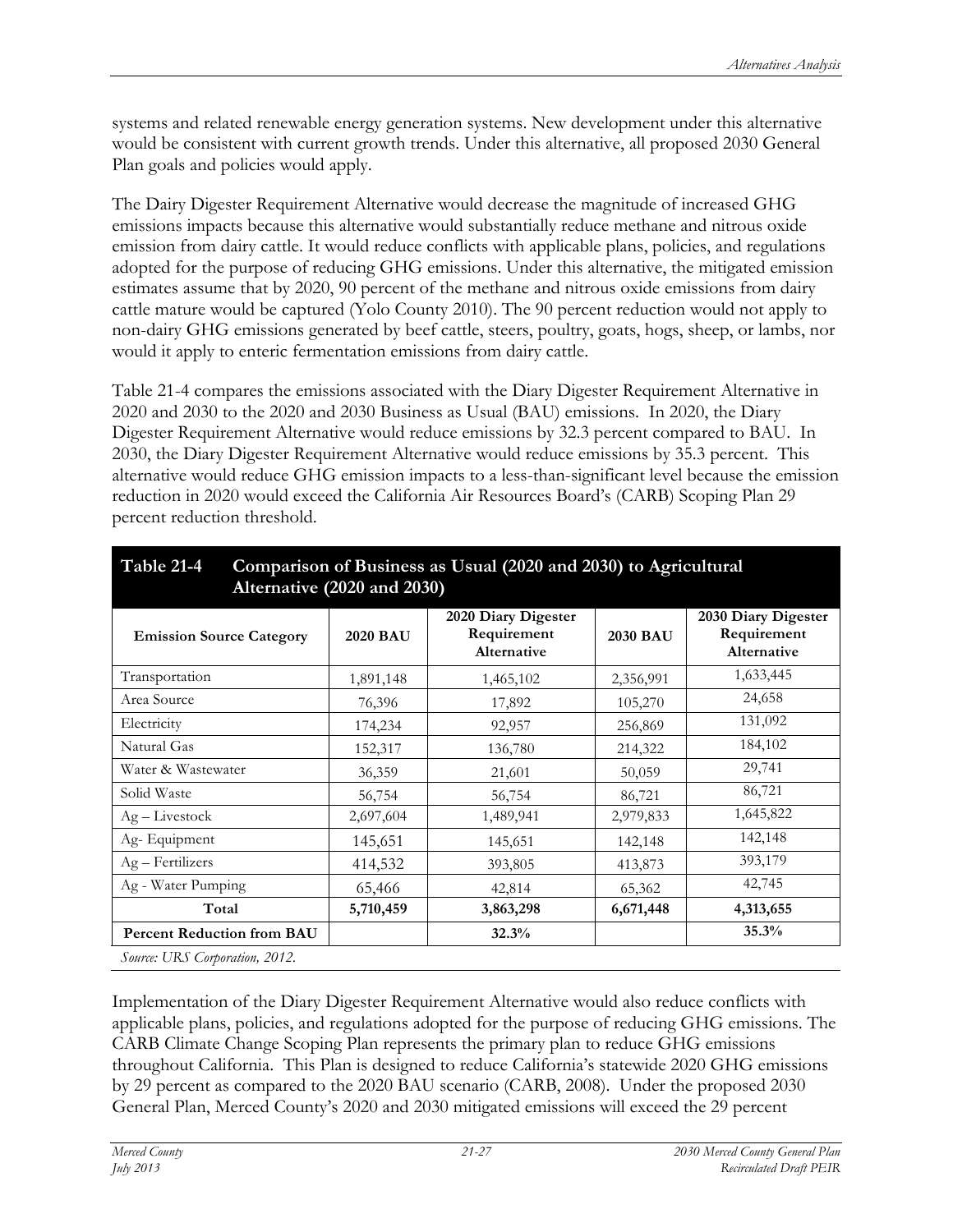systems and related renewable energy generation systems. New development under this alternative would be consistent with current growth trends. Under this alternative, all proposed 2030 General Plan goals and policies would apply.

The Dairy Digester Requirement Alternative would decrease the magnitude of increased GHG emissions impacts because this alternative would substantially reduce methane and nitrous oxide emission from dairy cattle. It would reduce conflicts with applicable plans, policies, and regulations adopted for the purpose of reducing GHG emissions. Under this alternative, the mitigated emission estimates assume that by 2020, 90 percent of the methane and nitrous oxide emissions from dairy cattle mature would be captured (Yolo County 2010). The 90 percent reduction would not apply to non-dairy GHG emissions generated by beef cattle, steers, poultry, goats, hogs, sheep, or lambs, nor would it apply to enteric fermentation emissions from dairy cattle.

Table 21-4 compares the emissions associated with the Diary Digester Requirement Alternative in 2020 and 2030 to the 2020 and 2030 Business as Usual (BAU) emissions. In 2020, the Diary Digester Requirement Alternative would reduce emissions by 32.3 percent compared to BAU. In 2030, the Diary Digester Requirement Alternative would reduce emissions by 35.3 percent. This alternative would reduce GHG emission impacts to a less-than-significant level because the emission reduction in 2020 would exceed the California Air Resources Board's (CARB) Scoping Plan 29 percent reduction threshold.

**Table 21-4 Comparison of Business as Usual (2020 and 2030) to Agricultural Alternative (2020 and 2030)**

| Emission Source Category | 2020 BAU | 2020 Diary Digester Requirement Alternative | 2030 BAU | 2030 Diary Digester Requirement Alternative |
|---|---|---|---|---|
| Transportation | 1,891,148 | 1,465,102 | 2,356,991 | 1,633,445 |
| Area Source | 76,396 | 17,892 | 105,270 | 24,658 |
| Electricity | 174,234 | 92,957 | 256,869 | 131,092 |
| Natural Gas | 152,317 | 136,780 | 214,322 | 184,102 |
| Water & Wastewater | 36,359 | 21,601 | 50,059 | 29,741 |
| Solid Waste | 56,754 | 56,754 | 86,721 | 86,721 |
| Ag – Livestock | 2,697,604 | 1,489,941 | 2,979,833 | 1,645,822 |
| Ag- Equipment | 145,651 | 145,651 | 142,148 | 142,148 |
| Ag – Fertilizers | 414,532 | 393,805 | 413,873 | 393,179 |
| Ag - Water Pumping | 65,466 | 42,814 | 65,362 | 42,745 |
| **Total** | **5,710,459** | **3,863,298** | **6,671,448** | **4,313,655** |
| **Percent Reduction from BAU** | | **32.3%** | | **35.3%** |

*Source: URS Corporation, 2012.*

Implementation of the Diary Digester Requirement Alternative would also reduce conflicts with applicable plans, policies, and regulations adopted for the purpose of reducing GHG emissions. The CARB Climate Change Scoping Plan represents the primary plan to reduce GHG emissions throughout California. This Plan is designed to reduce California's statewide 2020 GHG emissions by 29 percent as compared to the 2020 BAU scenario (CARB, 2008). Under the proposed 2030 General Plan, Merced County's 2020 and 2030 mitigated emissions will exceed the 29 percent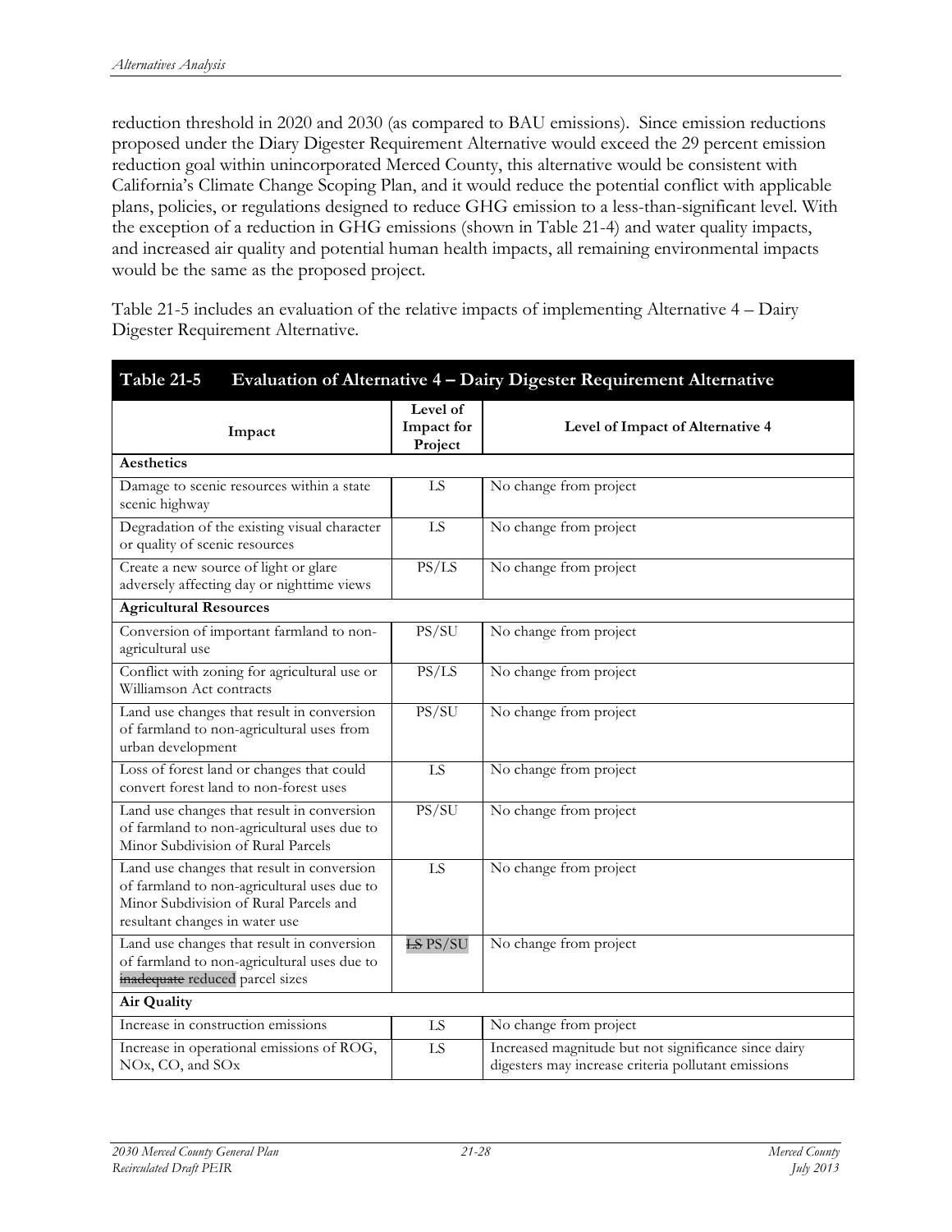reduction threshold in 2020 and 2030 (as compared to BAU emissions). Since emission reductions proposed under the Diary Digester Requirement Alternative would exceed the 29 percent emission reduction goal within unincorporated Merced County, this alternative would be consistent with California's Climate Change Scoping Plan, and it would reduce the potential conflict with applicable plans, policies, or regulations designed to reduce GHG emission to a less-than-significant level. With the exception of a reduction in GHG emissions (shown in Table 21-4) and water quality impacts, and increased air quality and potential human health impacts, all remaining environmental impacts would be the same as the proposed project.

Table 21-5 includes an evaluation of the relative impacts of implementing Alternative 4 – Dairy Digester Requirement Alternative.

**Table 21-5 Evaluation of Alternative 4 – Dairy Digester Requirement Alternative**

| Impact | Level of Impact for Project | Level of Impact of Alternative 4 |
|---|---|---|
| **Aesthetics** | | |
| Damage to scenic resources within a state scenic highway | LS | No change from project |
| Degradation of the existing visual character or quality of scenic resources | LS | No change from project |
| Create a new source of light or glare adversely affecting day or nighttime views | PS/LS | No change from project |
| **Agricultural Resources** | | |
| Conversion of important farmland to non-agricultural use | PS/SU | No change from project |
| Conflict with zoning for agricultural use or Williamson Act contracts | PS/LS | No change from project |
| Land use changes that result in conversion of farmland to non-agricultural uses from urban development | PS/SU | No change from project |
| Loss of forest land or changes that could convert forest land to non-forest uses | LS | No change from project |
| Land use changes that result in conversion of farmland to non-agricultural uses due to Minor Subdivision of Rural Parcels | PS/SU | No change from project |
| Land use changes that result in conversion of farmland to non-agricultural uses due to Minor Subdivision of Rural Parcels and resultant changes in water use | LS | No change from project |
| Land use changes that result in conversion of farmland to non-agricultural uses due to ~~inadequate~~ reduced parcel sizes | ~~LS~~ PS/SU | No change from project |
| **Air Quality** | | |
| Increase in construction emissions | LS | No change from project |
| Increase in operational emissions of ROG, NOx, CO, and SOx | LS | Increased magnitude but not significance since dairy digesters may increase criteria pollutant emissions |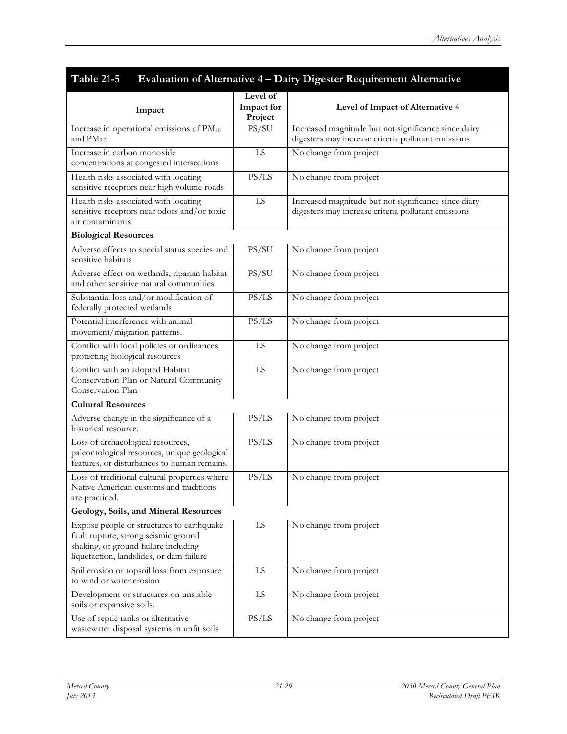**Table 21-5 Evaluation of Alternative 4 – Dairy Digester Requirement Alternative**

| Impact | Level of Impact for Project | Level of Impact of Alternative 4 |
|---|---|---|
| Increase in operational emissions of $PM_{10}$ and $PM_{2.5}$ | PS/SU | Increased magnitude but not significance since dairy digesters may increase criteria pollutant emissions |
| Increase in carbon monoxide concentrations at congested intersections | LS | No change from project |
| Health risks associated with locating sensitive receptors near high volume roads | PS/LS | No change from project |
| Health risks associated with locating sensitive receptors near odors and/or toxic air contaminants | LS | Increased magnitude but not significance since diary digesters may increase criteria pollutant emissions |
| **Biological Resources** | | |
| Adverse effects to special status species and sensitive habitats | PS/SU | No change from project |
| Adverse effect on wetlands, riparian habitat and other sensitive natural communities | PS/SU | No change from project |
| Substantial loss and/or modification of federally protected wetlands | PS/LS | No change from project |
| Potential interference with animal movement/migration patterns. | PS/LS | No change from project |
| Conflict with local policies or ordinances protecting biological resources | LS | No change from project |
| Conflict with an adopted Habitat Conservation Plan or Natural Community Conservation Plan | LS | No change from project |
| **Cultural Resources** | | |
| Adverse change in the significance of a historical resource. | PS/LS | No change from project |
| Loss of archaeological resources, paleontological resources, unique geological features, or disturbances to human remains. | PS/LS | No change from project |
| Loss of traditional cultural properties where Native American customs and traditions are practiced. | PS/LS | No change from project |
| **Geology, Soils, and Mineral Resources** | | |
| Expose people or structures to earthquake fault rupture, strong seismic ground shaking, or ground failure including liquefaction, landslides, or dam failure | LS | No change from project |
| Soil erosion or topsoil loss from exposure to wind or water erosion | LS | No change from project |
| Development or structures on unstable soils or expansive soils. | LS | No change from project |
| Use of septic tanks or alternative wastewater disposal systems in unfit soils | PS/LS | No change from project |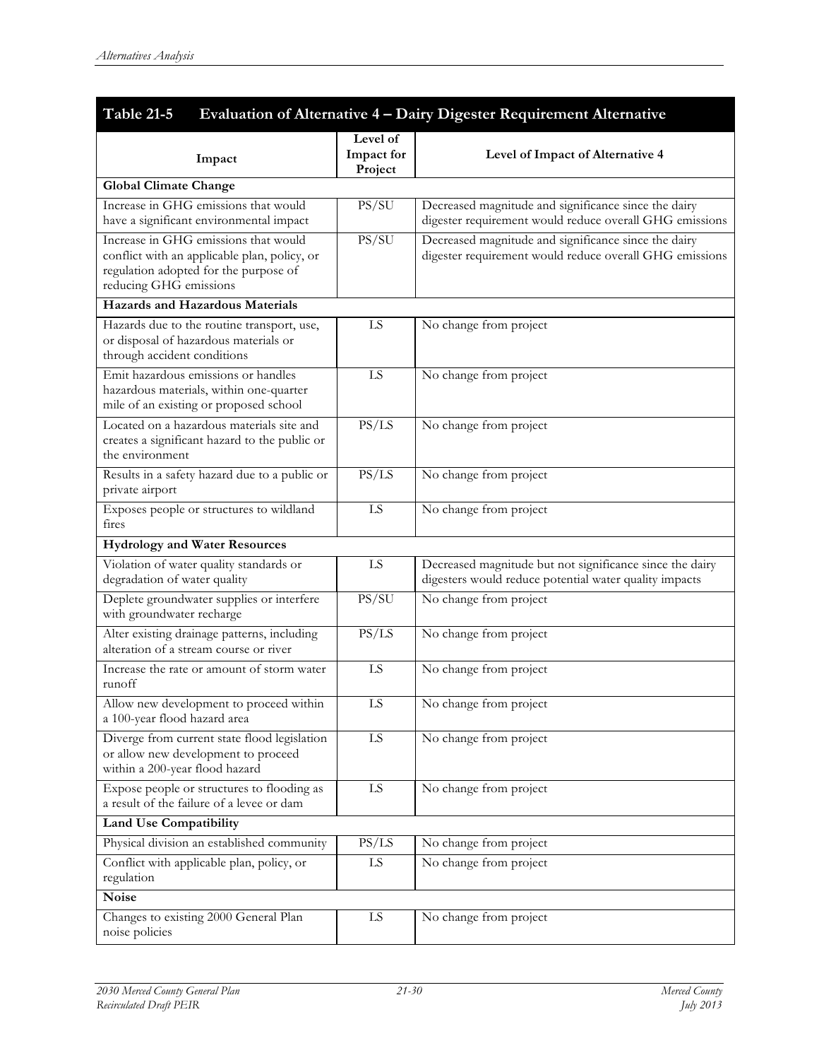**Table 21-5 Evaluation of Alternative 4 – Dairy Digester Requirement Alternative**

| Impact | Level of Impact for Project | Level of Impact of Alternative 4 |
|---|---|---|
| **Global Climate Change** | | |
| Increase in GHG emissions that would have a significant environmental impact | PS/SU | Decreased magnitude and significance since the dairy digester requirement would reduce overall GHG emissions |
| Increase in GHG emissions that would conflict with an applicable plan, policy, or regulation adopted for the purpose of reducing GHG emissions | PS/SU | Decreased magnitude and significance since the dairy digester requirement would reduce overall GHG emissions |
| **Hazards and Hazardous Materials** | | |
| Hazards due to the routine transport, use, or disposal of hazardous materials or through accident conditions | LS | No change from project |
| Emit hazardous emissions or handles hazardous materials, within one-quarter mile of an existing or proposed school | LS | No change from project |
| Located on a hazardous materials site and creates a significant hazard to the public or the environment | PS/LS | No change from project |
| Results in a safety hazard due to a public or private airport | PS/LS | No change from project |
| Exposes people or structures to wildland fires | LS | No change from project |
| **Hydrology and Water Resources** | | |
| Violation of water quality standards or degradation of water quality | LS | Decreased magnitude but not significance since the dairy digesters would reduce potential water quality impacts |
| Deplete groundwater supplies or interfere with groundwater recharge | PS/SU | No change from project |
| Alter existing drainage patterns, including alteration of a stream course or river | PS/LS | No change from project |
| Increase the rate or amount of storm water runoff | LS | No change from project |
| Allow new development to proceed within a 100-year flood hazard area | LS | No change from project |
| Diverge from current state flood legislation or allow new development to proceed within a 200-year flood hazard | LS | No change from project |
| Expose people or structures to flooding as a result of the failure of a levee or dam | LS | No change from project |
| **Land Use Compatibility** | | |
| Physical division an established community | PS/LS | No change from project |
| Conflict with applicable plan, policy, or regulation | LS | No change from project |
| **Noise** | | |
| Changes to existing 2000 General Plan noise policies | LS | No change from project |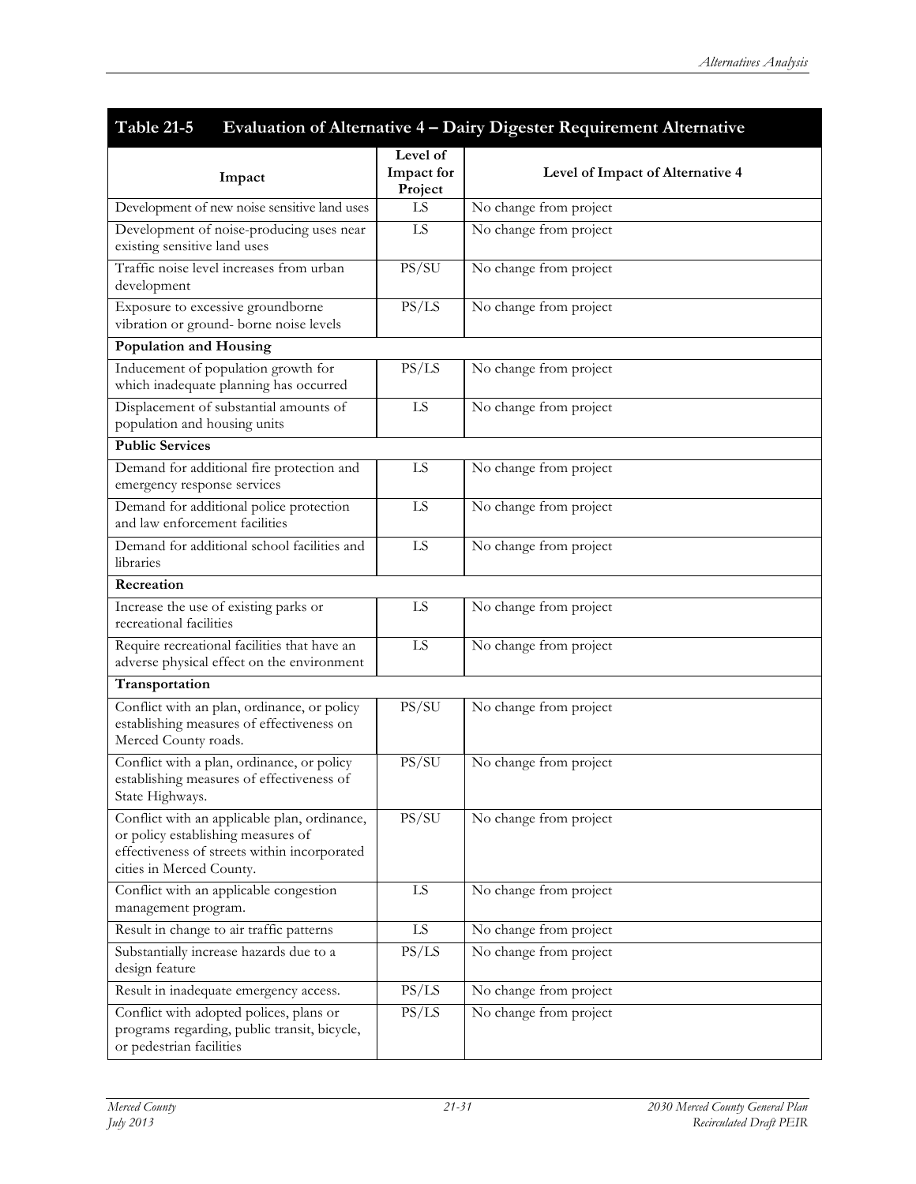| Impact | Level of Impact for Project | Level of Impact of Alternative 4 |
|---|---|---|
| **Table 21-5 Evaluation of Alternative 4 – Dairy Digester Requirement Alternative** | | |
| Development of new noise sensitive land uses | LS | No change from project |
| Development of noise-producing uses near existing sensitive land uses | LS | No change from project |
| Traffic noise level increases from urban development | PS/SU | No change from project |
| Exposure to excessive groundborne vibration or ground- borne noise levels | PS/LS | No change from project |
| **Population and Housing** | | |
| Inducement of population growth for which inadequate planning has occurred | PS/LS | No change from project |
| Displacement of substantial amounts of population and housing units | LS | No change from project |
| **Public Services** | | |
| Demand for additional fire protection and emergency response services | LS | No change from project |
| Demand for additional police protection and law enforcement facilities | LS | No change from project |
| Demand for additional school facilities and libraries | LS | No change from project |
| **Recreation** | | |
| Increase the use of existing parks or recreational facilities | LS | No change from project |
| Require recreational facilities that have an adverse physical effect on the environment | LS | No change from project |
| **Transportation** | | |
| Conflict with an plan, ordinance, or policy establishing measures of effectiveness on Merced County roads. | PS/SU | No change from project |
| Conflict with a plan, ordinance, or policy establishing measures of effectiveness of State Highways. | PS/SU | No change from project |
| Conflict with an applicable plan, ordinance, or policy establishing measures of effectiveness of streets within incorporated cities in Merced County. | PS/SU | No change from project |
| Conflict with an applicable congestion management program. | LS | No change from project |
| Result in change to air traffic patterns | LS | No change from project |
| Substantially increase hazards due to a design feature | PS/LS | No change from project |
| Result in inadequate emergency access. | PS/LS | No change from project |
| Conflict with adopted polices, plans or programs regarding, public transit, bicycle, or pedestrian facilities | PS/LS | No change from project |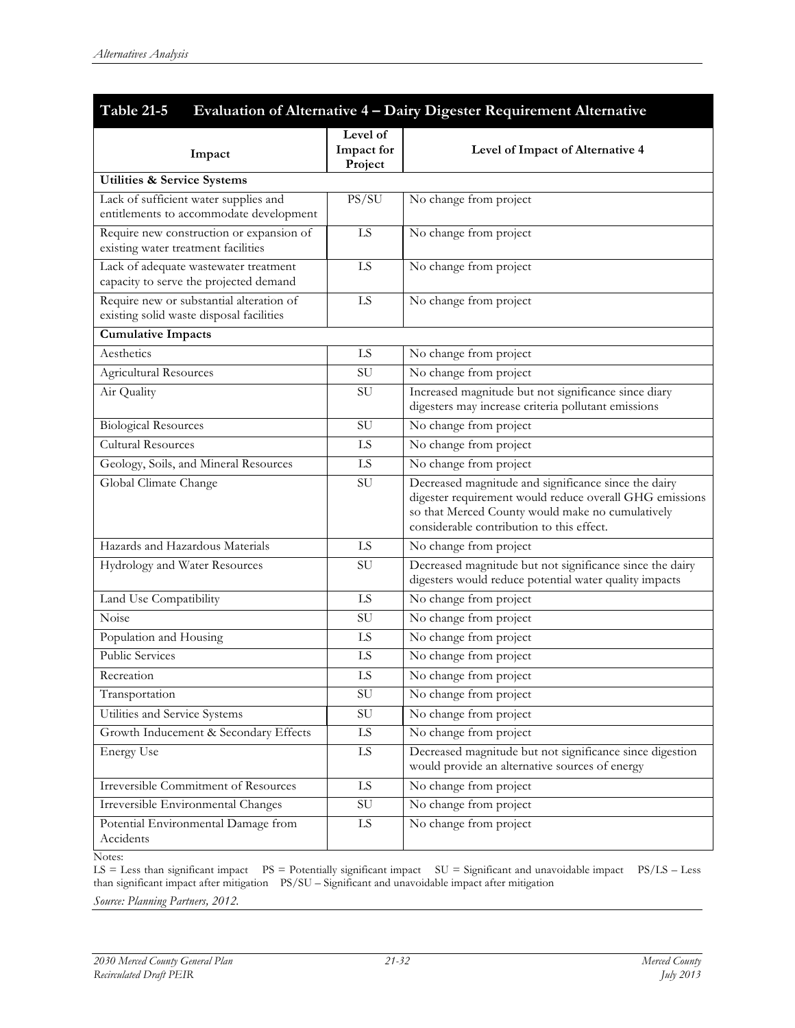## Table 21-5 Evaluation of Alternative 4 – Dairy Digester Requirement Alternative

| Impact | Level of Impact for Project | Level of Impact of Alternative 4 |
|---|---|---|
| **Utilities & Service Systems** | | |
| Lack of sufficient water supplies and entitlements to accommodate development | PS/SU | No change from project |
| Require new construction or expansion of existing water treatment facilities | LS | No change from project |
| Lack of adequate wastewater treatment capacity to serve the projected demand | LS | No change from project |
| Require new or substantial alteration of existing solid waste disposal facilities | LS | No change from project |
| **Cumulative Impacts** | | |
| Aesthetics | LS | No change from project |
| Agricultural Resources | SU | No change from project |
| Air Quality | SU | Increased magnitude but not significance since diary digesters may increase criteria pollutant emissions |
| Biological Resources | SU | No change from project |
| Cultural Resources | LS | No change from project |
| Geology, Soils, and Mineral Resources | LS | No change from project |
| Global Climate Change | SU | Decreased magnitude and significance since the dairy digester requirement would reduce overall GHG emissions so that Merced County would make no cumulatively considerable contribution to this effect. |
| Hazards and Hazardous Materials | LS | No change from project |
| Hydrology and Water Resources | SU | Decreased magnitude but not significance since the dairy digesters would reduce potential water quality impacts |
| Land Use Compatibility | LS | No change from project |
| Noise | SU | No change from project |
| Population and Housing | LS | No change from project |
| Public Services | LS | No change from project |
| Recreation | LS | No change from project |
| Transportation | SU | No change from project |
| Utilities and Service Systems | SU | No change from project |
| Growth Inducement & Secondary Effects | LS | No change from project |
| Energy Use | LS | Decreased magnitude but not significance since digestion would provide an alternative sources of energy |
| Irreversible Commitment of Resources | LS | No change from project |
| Irreversible Environmental Changes | SU | No change from project |
| Potential Environmental Damage from Accidents | LS | No change from project |

Notes:
LS = Less than significant impact PS = Potentially significant impact SU = Significant and unavoidable impact PS/LS – Less than significant impact after mitigation PS/SU – Significant and unavoidable impact after mitigation

*Source: Planning Partners, 2012.*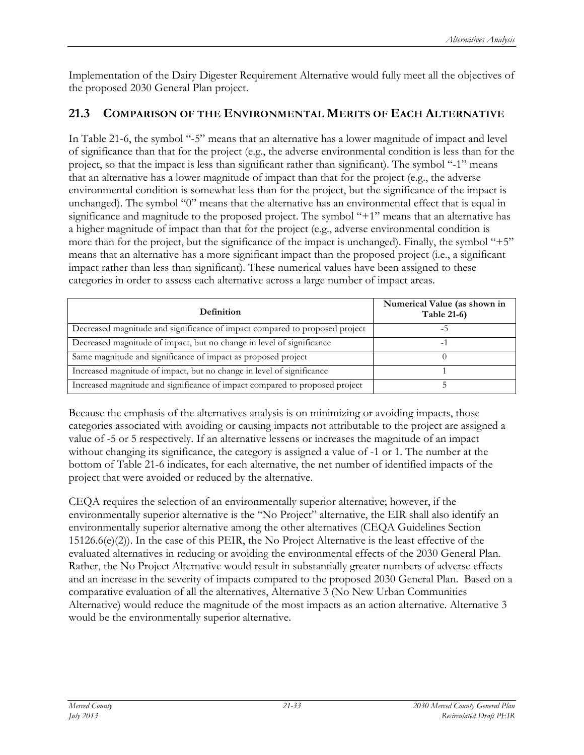Implementation of the Dairy Digester Requirement Alternative would fully meet all the objectives of the proposed 2030 General Plan project.

## 21.3 COMPARISON OF THE ENVIRONMENTAL MERITS OF EACH ALTERNATIVE

In Table 21-6, the symbol "-5" means that an alternative has a lower magnitude of impact and level of significance than that for the project (e.g., the adverse environmental condition is less than for the project, so that the impact is less than significant rather than significant). The symbol "-1" means that an alternative has a lower magnitude of impact than that for the project (e.g., the adverse environmental condition is somewhat less than for the project, but the significance of the impact is unchanged). The symbol "0" means that the alternative has an environmental effect that is equal in significance and magnitude to the proposed project. The symbol "+1" means that an alternative has a higher magnitude of impact than that for the project (e.g., adverse environmental condition is more than for the project, but the significance of the impact is unchanged). Finally, the symbol "+5" means that an alternative has a more significant impact than the proposed project (i.e., a significant impact rather than less than significant). These numerical values have been assigned to these categories in order to assess each alternative across a large number of impact areas.

| Definition | Numerical Value (as shown in Table 21-6) |
|---|---|
| Decreased magnitude and significance of impact compared to proposed project | -5 |
| Decreased magnitude of impact, but no change in level of significance | -1 |
| Same magnitude and significance of impact as proposed project | 0 |
| Increased magnitude of impact, but no change in level of significance | 1 |
| Increased magnitude and significance of impact compared to proposed project | 5 |

Because the emphasis of the alternatives analysis is on minimizing or avoiding impacts, those categories associated with avoiding or causing impacts not attributable to the project are assigned a value of -5 or 5 respectively. If an alternative lessens or increases the magnitude of an impact without changing its significance, the category is assigned a value of -1 or 1. The number at the bottom of Table 21-6 indicates, for each alternative, the net number of identified impacts of the project that were avoided or reduced by the alternative.

CEQA requires the selection of an environmentally superior alternative; however, if the environmentally superior alternative is the "No Project" alternative, the EIR shall also identify an environmentally superior alternative among the other alternatives (CEQA Guidelines Section 15126.6(e)(2)). In the case of this PEIR, the No Project Alternative is the least effective of the evaluated alternatives in reducing or avoiding the environmental effects of the 2030 General Plan. Rather, the No Project Alternative would result in substantially greater numbers of adverse effects and an increase in the severity of impacts compared to the proposed 2030 General Plan. Based on a comparative evaluation of all the alternatives, Alternative 3 (No New Urban Communities Alternative) would reduce the magnitude of the most impacts as an action alternative. Alternative 3 would be the environmentally superior alternative.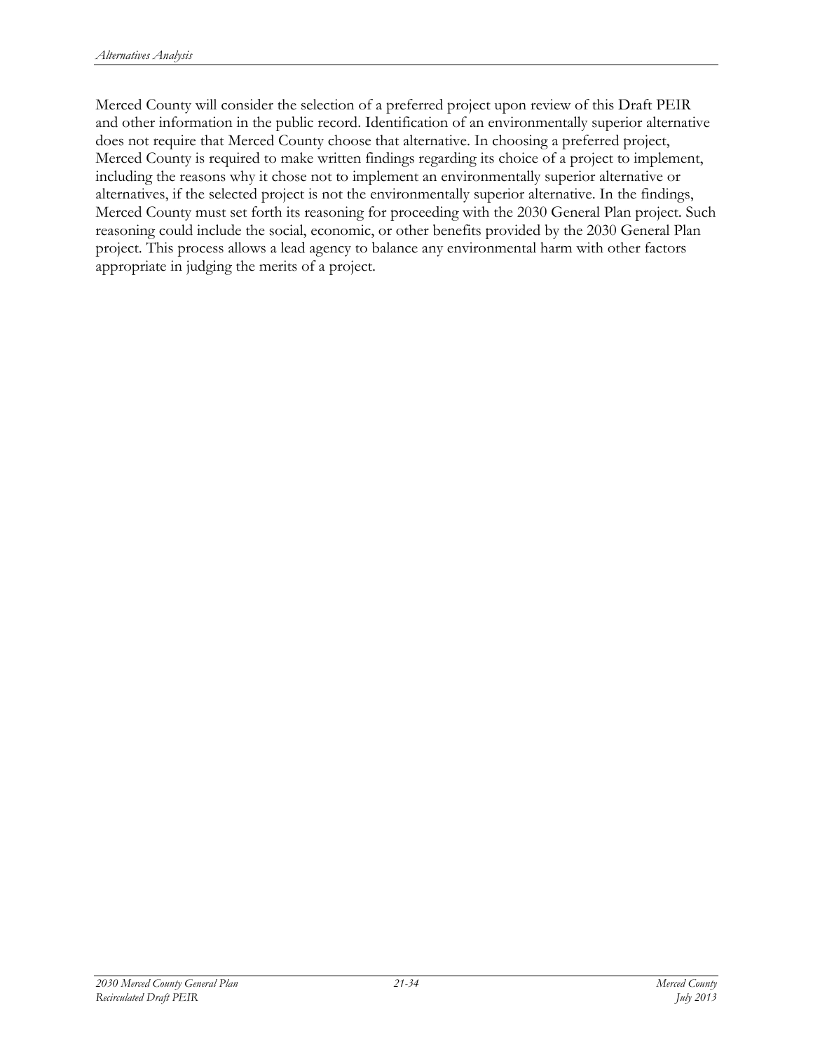Merced County will consider the selection of a preferred project upon review of this Draft PEIR and other information in the public record. Identification of an environmentally superior alternative does not require that Merced County choose that alternative. In choosing a preferred project, Merced County is required to make written findings regarding its choice of a project to implement, including the reasons why it chose not to implement an environmentally superior alternative or alternatives, if the selected project is not the environmentally superior alternative. In the findings, Merced County must set forth its reasoning for proceeding with the 2030 General Plan project. Such reasoning could include the social, economic, or other benefits provided by the 2030 General Plan project. This process allows a lead agency to balance any environmental harm with other factors appropriate in judging the merits of a project.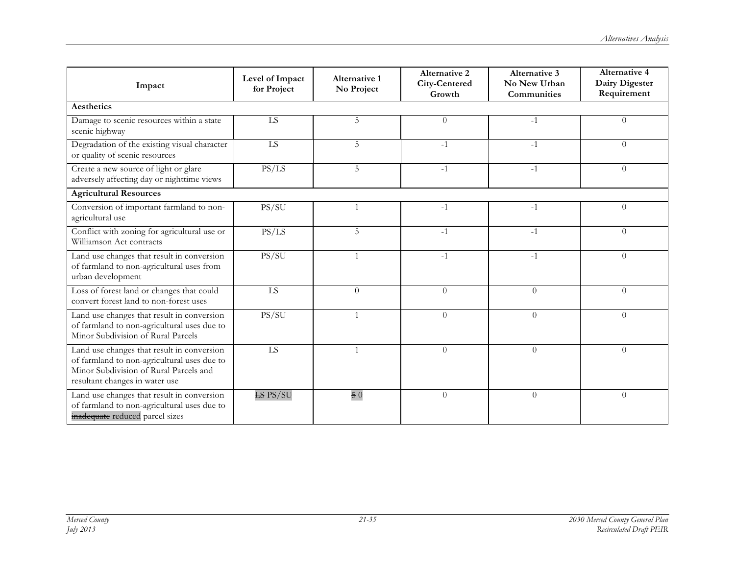| Impact | Level of Impact for Project | Alternative 1 No Project | Alternative 2 City-Centered Growth | Alternative 3 No New Urban Communities | Alternative 4 Dairy Digester Requirement |
|---|---|---|---|---|---|
| **Aesthetics** | | | | | |
| Damage to scenic resources within a state scenic highway | LS | 5 | 0 | -1 | 0 |
| Degradation of the existing visual character or quality of scenic resources | LS | 5 | -1 | -1 | 0 |
| Create a new source of light or glare adversely affecting day or nighttime views | PS/LS | 5 | -1 | -1 | 0 |
| **Agricultural Resources** | | | | | |
| Conversion of important farmland to non-agricultural use | PS/SU | 1 | -1 | -1 | 0 |
| Conflict with zoning for agricultural use or Williamson Act contracts | PS/LS | 5 | -1 | -1 | 0 |
| Land use changes that result in conversion of farmland to non-agricultural uses from urban development | PS/SU | 1 | -1 | -1 | 0 |
| Loss of forest land or changes that could convert forest land to non-forest uses | LS | 0 | 0 | 0 | 0 |
| Land use changes that result in conversion of farmland to non-agricultural uses due to Minor Subdivision of Rural Parcels | PS/SU | 1 | 0 | 0 | 0 |
| Land use changes that result in conversion of farmland to non-agricultural uses due to Minor Subdivision of Rural Parcels and resultant changes in water use | LS | 1 | 0 | 0 | 0 |
| Land use changes that result in conversion of farmland to non-agricultural uses due to ~~inadequate~~ reduced parcel sizes | ~~LS~~ PS/SU | ~~5~~ 0 | 0 | 0 | 0 |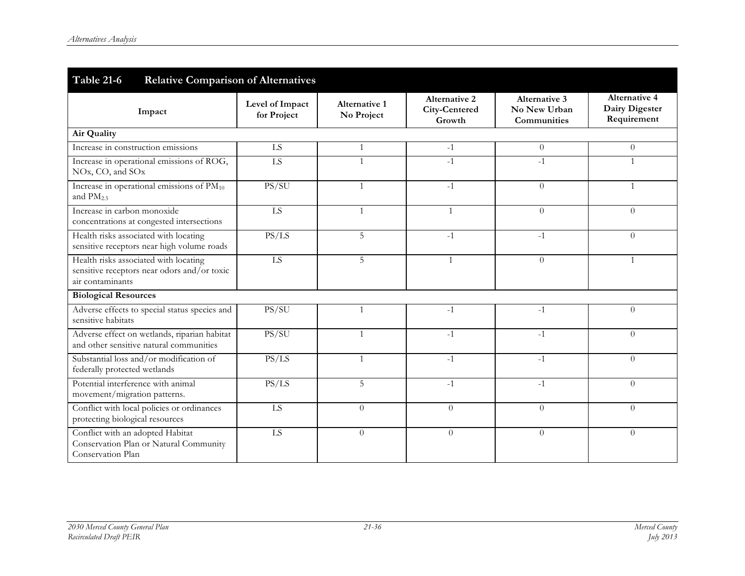| Table 21-6 Relative Comparison of Alternatives | | | | | |
|---|---|---|---|---|---|
| **Impact** | **Level of Impact for Project** | **Alternative 1 No Project** | **Alternative 2 City-Centered Growth** | **Alternative 3 No New Urban Communities** | **Alternative 4 Dairy Digester Requirement** |
| **Air Quality** | | | | | |
| Increase in construction emissions | LS | 1 | -1 | 0 | 0 |
| Increase in operational emissions of ROG, NOx, CO, and SOx | LS | 1 | -1 | -1 | 1 |
| Increase in operational emissions of $PM_{10}$ and $PM_{2.5}$ | PS/SU | 1 | -1 | 0 | 1 |
| Increase in carbon monoxide concentrations at congested intersections | LS | 1 | 1 | 0 | 0 |
| Health risks associated with locating sensitive receptors near high volume roads | PS/LS | 5 | -1 | -1 | 0 |
| Health risks associated with locating sensitive receptors near odors and/or toxic air contaminants | LS | 5 | 1 | 0 | 1 |
| **Biological Resources** | | | | | |
| Adverse effects to special status species and sensitive habitats | PS/SU | 1 | -1 | -1 | 0 |
| Adverse effect on wetlands, riparian habitat and other sensitive natural communities | PS/SU | 1 | -1 | -1 | 0 |
| Substantial loss and/or modification of federally protected wetlands | PS/LS | 1 | -1 | -1 | 0 |
| Potential interference with animal movement/migration patterns. | PS/LS | 5 | -1 | -1 | 0 |
| Conflict with local policies or ordinances protecting biological resources | LS | 0 | 0 | 0 | 0 |
| Conflict with an adopted Habitat Conservation Plan or Natural Community Conservation Plan | LS | 0 | 0 | 0 | 0 |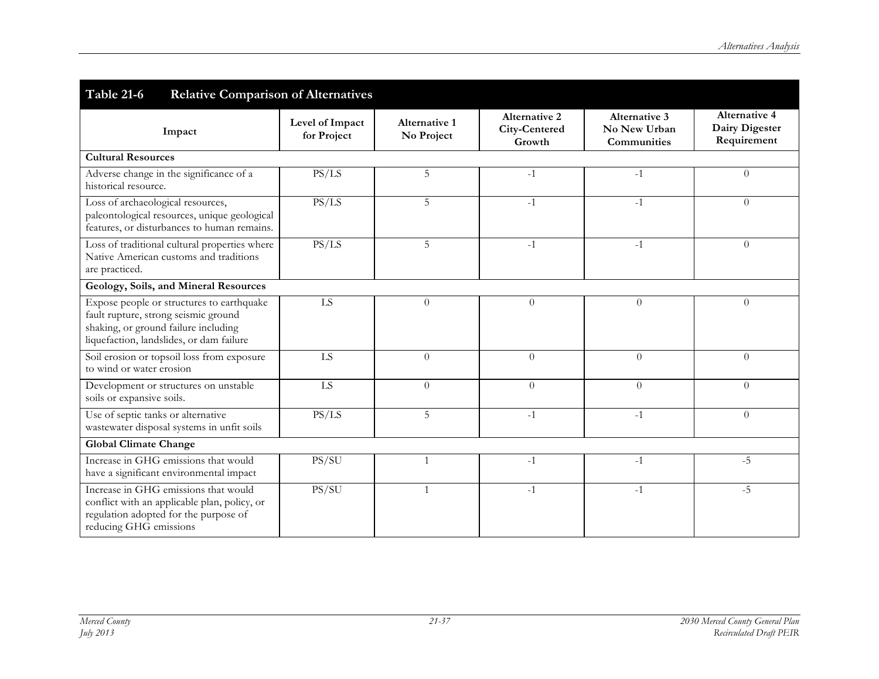| Table 21-6 Relative Comparison of Alternatives | | | | | |
|---|---|---|---|---|---|
| **Impact** | **Level of Impact for Project** | **Alternative 1 No Project** | **Alternative 2 City-Centered Growth** | **Alternative 3 No New Urban Communities** | **Alternative 4 Dairy Digester Requirement** |
| **Cultural Resources** | | | | | |
| Adverse change in the significance of a historical resource. | PS/LS | 5 | -1 | -1 | 0 |
| Loss of archaeological resources, paleontological resources, unique geological features, or disturbances to human remains. | PS/LS | 5 | -1 | -1 | 0 |
| Loss of traditional cultural properties where Native American customs and traditions are practiced. | PS/LS | 5 | -1 | -1 | 0 |
| **Geology, Soils, and Mineral Resources** | | | | | |
| Expose people or structures to earthquake fault rupture, strong seismic ground shaking, or ground failure including liquefaction, landslides, or dam failure | LS | 0 | 0 | 0 | 0 |
| Soil erosion or topsoil loss from exposure to wind or water erosion | LS | 0 | 0 | 0 | 0 |
| Development or structures on unstable soils or expansive soils. | LS | 0 | 0 | 0 | 0 |
| Use of septic tanks or alternative wastewater disposal systems in unfit soils | PS/LS | 5 | -1 | -1 | 0 |
| **Global Climate Change** | | | | | |
| Increase in GHG emissions that would have a significant environmental impact | PS/SU | 1 | -1 | -1 | -5 |
| Increase in GHG emissions that would conflict with an applicable plan, policy, or regulation adopted for the purpose of reducing GHG emissions | PS/SU | 1 | -1 | -1 | -5 |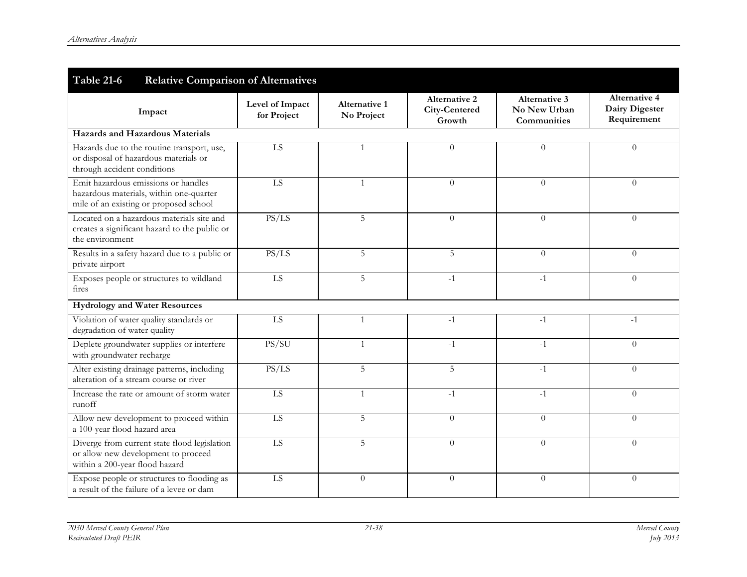**Table 21-6 Relative Comparison of Alternatives**

| Impact | Level of Impact for Project | Alternative 1 No Project | Alternative 2 City-Centered Growth | Alternative 3 No New Urban Communities | Alternative 4 Dairy Digester Requirement |
|---|---|---|---|---|---|
| **Hazards and Hazardous Materials** | | | | | |
| Hazards due to the routine transport, use, or disposal of hazardous materials or through accident conditions | LS | 1 | 0 | 0 | 0 |
| Emit hazardous emissions or handles hazardous materials, within one-quarter mile of an existing or proposed school | LS | 1 | 0 | 0 | 0 |
| Located on a hazardous materials site and creates a significant hazard to the public or the environment | PS/LS | 5 | 0 | 0 | 0 |
| Results in a safety hazard due to a public or private airport | PS/LS | 5 | 5 | 0 | 0 |
| Exposes people or structures to wildland fires | LS | 5 | -1 | -1 | 0 |
| **Hydrology and Water Resources** | | | | | |
| Violation of water quality standards or degradation of water quality | LS | 1 | -1 | -1 | -1 |
| Deplete groundwater supplies or interfere with groundwater recharge | PS/SU | 1 | -1 | -1 | 0 |
| Alter existing drainage patterns, including alteration of a stream course or river | PS/LS | 5 | 5 | -1 | 0 |
| Increase the rate or amount of storm water runoff | LS | 1 | -1 | -1 | 0 |
| Allow new development to proceed within a 100-year flood hazard area | LS | 5 | 0 | 0 | 0 |
| Diverge from current state flood legislation or allow new development to proceed within a 200-year flood hazard | LS | 5 | 0 | 0 | 0 |
| Expose people or structures to flooding as a result of the failure of a levee or dam | LS | 0 | 0 | 0 | 0 |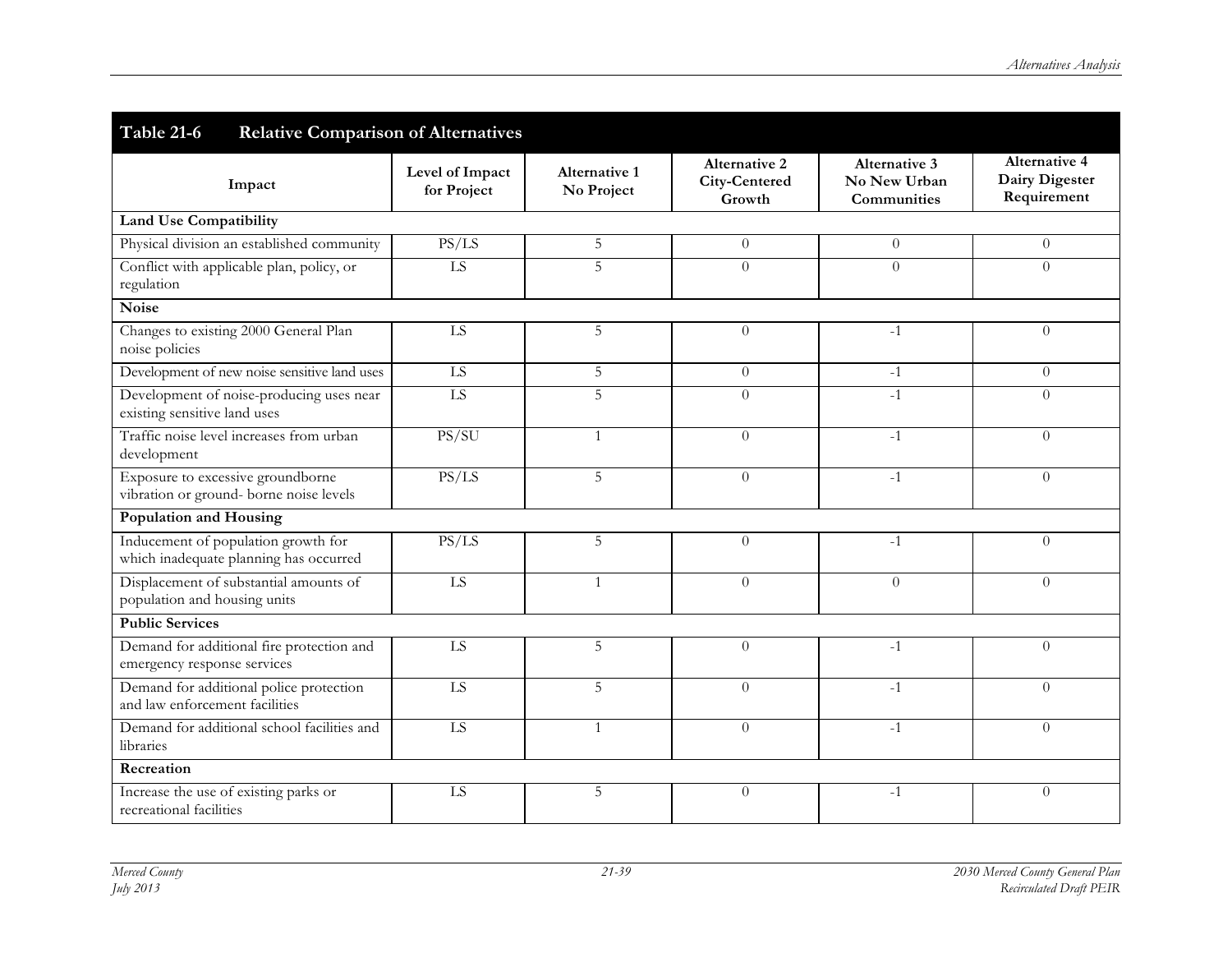| Table 21-6 Relative Comparison of Alternatives | | | | | |
|---|---|---|---|---|---|
| **Impact** | **Level of Impact for Project** | **Alternative 1 No Project** | **Alternative 2 City-Centered Growth** | **Alternative 3 No New Urban Communities** | **Alternative 4 Dairy Digester Requirement** |
| **Land Use Compatibility** | | | | | |
| Physical division an established community | PS/LS | 5 | 0 | 0 | 0 |
| Conflict with applicable plan, policy, or regulation | LS | 5 | 0 | 0 | 0 |
| **Noise** | | | | | |
| Changes to existing 2000 General Plan noise policies | LS | 5 | 0 | -1 | 0 |
| Development of new noise sensitive land uses | LS | 5 | 0 | -1 | 0 |
| Development of noise-producing uses near existing sensitive land uses | LS | 5 | 0 | -1 | 0 |
| Traffic noise level increases from urban development | PS/SU | 1 | 0 | -1 | 0 |
| Exposure to excessive groundborne vibration or ground- borne noise levels | PS/LS | 5 | 0 | -1 | 0 |
| **Population and Housing** | | | | | |
| Inducement of population growth for which inadequate planning has occurred | PS/LS | 5 | 0 | -1 | 0 |
| Displacement of substantial amounts of population and housing units | LS | 1 | 0 | 0 | 0 |
| **Public Services** | | | | | |
| Demand for additional fire protection and emergency response services | LS | 5 | 0 | -1 | 0 |
| Demand for additional police protection and law enforcement facilities | LS | 5 | 0 | -1 | 0 |
| Demand for additional school facilities and libraries | LS | 1 | 0 | -1 | 0 |
| **Recreation** | | | | | |
| Increase the use of existing parks or recreational facilities | LS | 5 | 0 | -1 | 0 |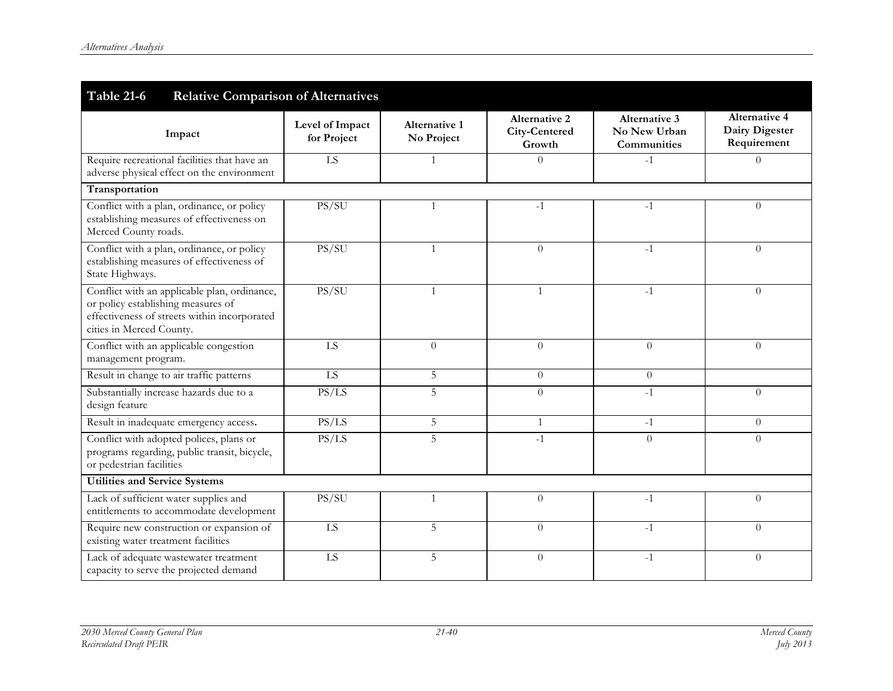| Impact | Level of Impact for Project | Alternative 1 No Project | Alternative 2 City-Centered Growth | Alternative 3 No New Urban Communities | Alternative 4 Dairy Digester Requirement |
|---|---|---|---|---|---|
| Require recreational facilities that have an adverse physical effect on the environment | LS | 1 | 0 | -1 | 0 |
| **Transportation** | | | | | |
| Conflict with a plan, ordinance, or policy establishing measures of effectiveness on Merced County roads. | PS/SU | 1 | -1 | -1 | 0 |
| Conflict with a plan, ordinance, or policy establishing measures of effectiveness of State Highways. | PS/SU | 1 | 0 | -1 | 0 |
| Conflict with an applicable plan, ordinance, or policy establishing measures of effectiveness of streets within incorporated cities in Merced County. | PS/SU | 1 | 1 | -1 | 0 |
| Conflict with an applicable congestion management program. | LS | 0 | 0 | 0 | 0 |
| Result in change to air traffic patterns | LS | 5 | 0 | 0 | |
| Substantially increase hazards due to a design feature | PS/LS | 5 | 0 | -1 | 0 |
| Result in inadequate emergency access. | PS/LS | 5 | 1 | -1 | 0 |
| Conflict with adopted polices, plans or programs regarding, public transit, bicycle, or pedestrian facilities | PS/LS | 5 | -1 | 0 | 0 |
| **Utilities and Service Systems** | | | | | |
| Lack of sufficient water supplies and entitlements to accommodate development | PS/SU | 1 | 0 | -1 | 0 |
| Require new construction or expansion of existing water treatment facilities | LS | 5 | 0 | -1 | 0 |
| Lack of adequate wastewater treatment capacity to serve the projected demand | LS | 5 | 0 | -1 | 0 |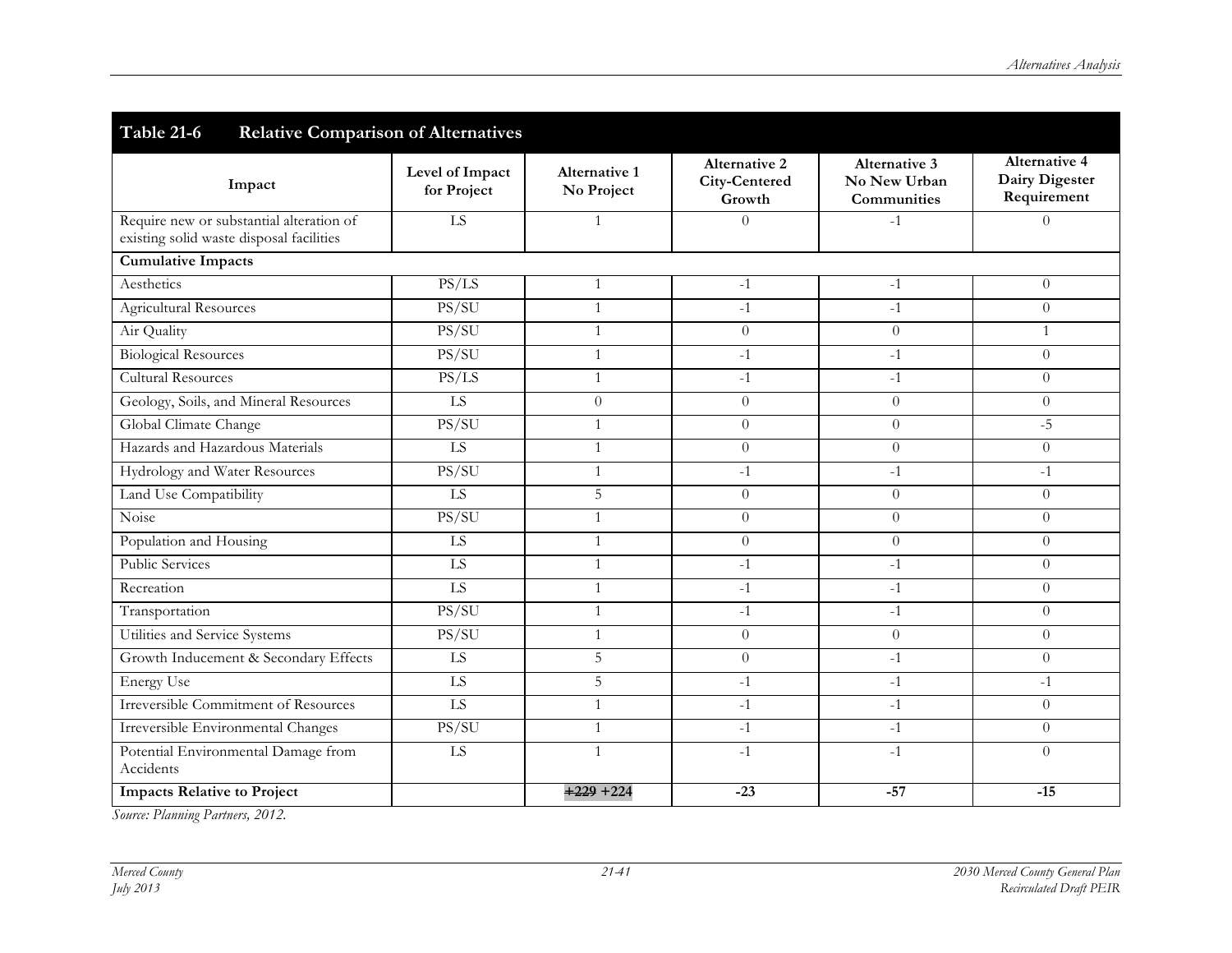**Table 21-6 Relative Comparison of Alternatives**

| Impact | Level of Impact for Project | Alternative 1 No Project | Alternative 2 City-Centered Growth | Alternative 3 No New Urban Communities | Alternative 4 Dairy Digester Requirement |
|---|---|---|---|---|---|
| Require new or substantial alteration of existing solid waste disposal facilities | LS | 1 | 0 | -1 | 0 |
| **Cumulative Impacts** | | | | | |
| Aesthetics | PS/LS | 1 | -1 | -1 | 0 |
| Agricultural Resources | PS/SU | 1 | -1 | -1 | 0 |
| Air Quality | PS/SU | 1 | 0 | 0 | 1 |
| Biological Resources | PS/SU | 1 | -1 | -1 | 0 |
| Cultural Resources | PS/LS | 1 | -1 | -1 | 0 |
| Geology, Soils, and Mineral Resources | LS | 0 | 0 | 0 | 0 |
| Global Climate Change | PS/SU | 1 | 0 | 0 | -5 |
| Hazards and Hazardous Materials | LS | 1 | 0 | 0 | 0 |
| Hydrology and Water Resources | PS/SU | 1 | -1 | -1 | -1 |
| Land Use Compatibility | LS | 5 | 0 | 0 | 0 |
| Noise | PS/SU | 1 | 0 | 0 | 0 |
| Population and Housing | LS | 1 | 0 | 0 | 0 |
| Public Services | LS | 1 | -1 | -1 | 0 |
| Recreation | LS | 1 | -1 | -1 | 0 |
| Transportation | PS/SU | 1 | -1 | -1 | 0 |
| Utilities and Service Systems | PS/SU | 1 | 0 | 0 | 0 |
| Growth Inducement & Secondary Effects | LS | 5 | 0 | -1 | 0 |
| Energy Use | LS | 5 | -1 | -1 | -1 |
| Irreversible Commitment of Resources | LS | 1 | -1 | -1 | 0 |
| Irreversible Environmental Changes | PS/SU | 1 | -1 | -1 | 0 |
| Potential Environmental Damage from Accidents | LS | 1 | -1 | -1 | 0 |
| **Impacts Relative to Project** | | **~~+229~~ +224** | **-23** | **-57** | **-15** |

*Source: Planning Partners, 2012.*